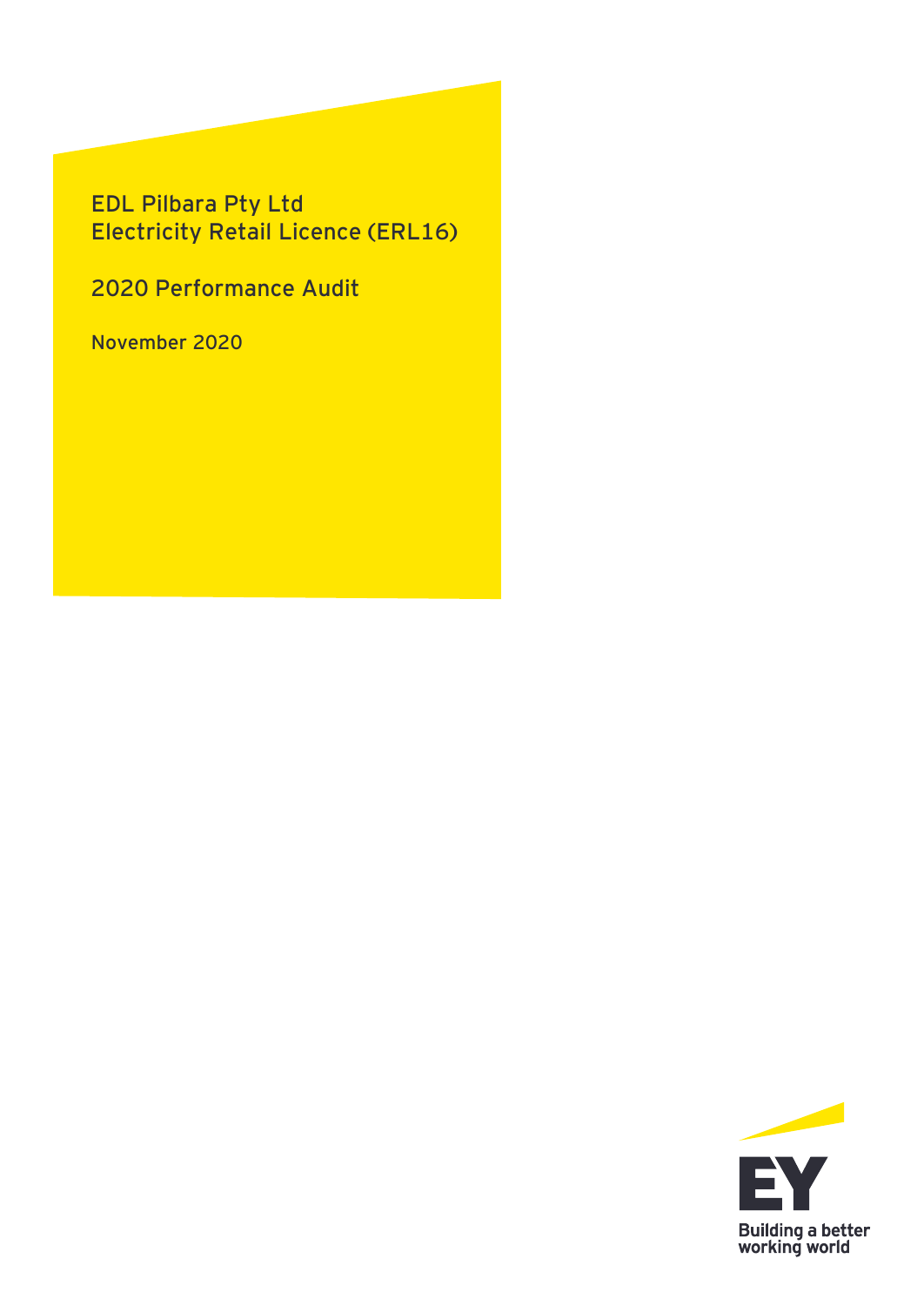# EDL Pilbara Pty Ltd
# Electricity Retail Licence (ERL16)

## 2020 Performance Audit

November 2020

Building a better working world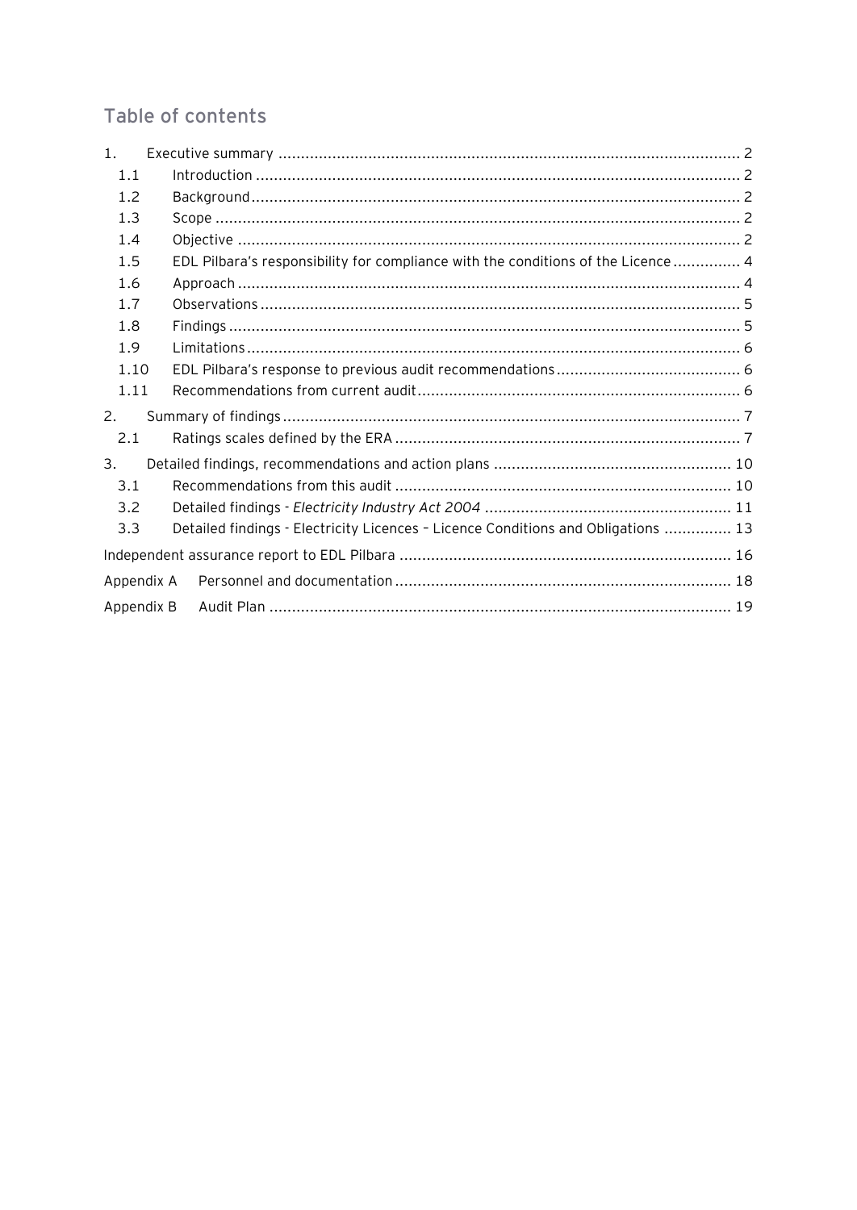## Table of contents

1. Executive summary ........ 2
   - 1.1 Introduction ........ 2
   - 1.2 Background ........ 2
   - 1.3 Scope ........ 2
   - 1.4 Objective ........ 2
   - 1.5 EDL Pilbara's responsibility for compliance with the conditions of the Licence ........ 4
   - 1.6 Approach ........ 4
   - 1.7 Observations ........ 5
   - 1.8 Findings ........ 5
   - 1.9 Limitations ........ 6
   - 1.10 EDL Pilbara's response to previous audit recommendations ........ 6
   - 1.11 Recommendations from current audit ........ 6
2. Summary of findings ........ 7
   - 2.1 Ratings scales defined by the ERA ........ 7
3. Detailed findings, recommendations and action plans ........ 10
   - 3.1 Recommendations from this audit ........ 10
   - 3.2 Detailed findings - *Electricity Industry Act 2004* ........ 11
   - 3.3 Detailed findings - Electricity Licences – Licence Conditions and Obligations ........ 13

Independent assurance report to EDL Pilbara ........ 16

Appendix A Personnel and documentation ........ 18

Appendix B Audit Plan ........ 19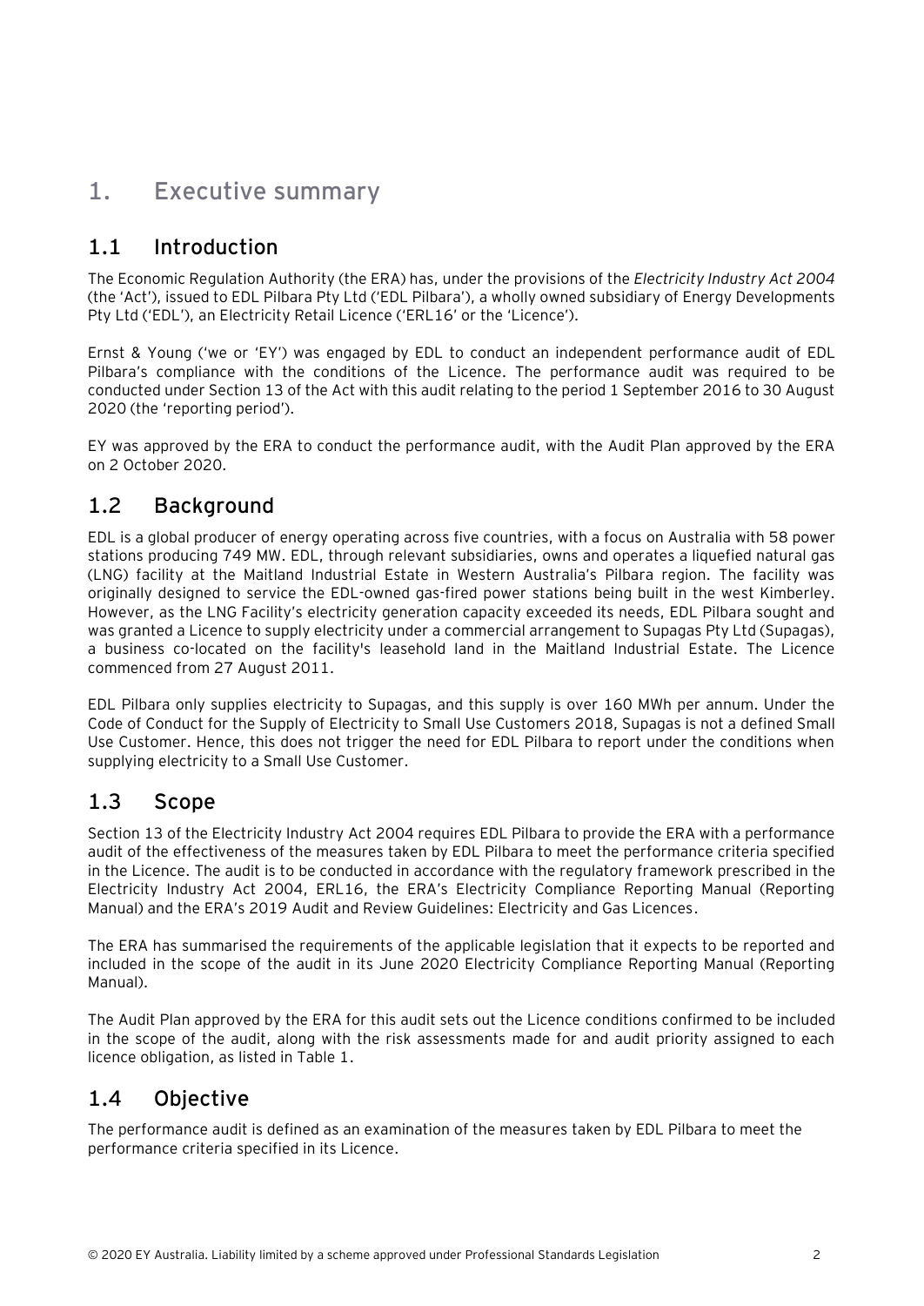# 1. Executive summary

## 1.1 Introduction

The Economic Regulation Authority (the ERA) has, under the provisions of the *Electricity Industry Act 2004* (the 'Act'), issued to EDL Pilbara Pty Ltd ('EDL Pilbara'), a wholly owned subsidiary of Energy Developments Pty Ltd ('EDL'), an Electricity Retail Licence ('ERL16' or the 'Licence').

Ernst & Young ('we or 'EY') was engaged by EDL to conduct an independent performance audit of EDL Pilbara's compliance with the conditions of the Licence. The performance audit was required to be conducted under Section 13 of the Act with this audit relating to the period 1 September 2016 to 30 August 2020 (the 'reporting period').

EY was approved by the ERA to conduct the performance audit, with the Audit Plan approved by the ERA on 2 October 2020.

## 1.2 Background

EDL is a global producer of energy operating across five countries, with a focus on Australia with 58 power stations producing 749 MW. EDL, through relevant subsidiaries, owns and operates a liquefied natural gas (LNG) facility at the Maitland Industrial Estate in Western Australia's Pilbara region. The facility was originally designed to service the EDL-owned gas-fired power stations being built in the west Kimberley. However, as the LNG Facility's electricity generation capacity exceeded its needs, EDL Pilbara sought and was granted a Licence to supply electricity under a commercial arrangement to Supagas Pty Ltd (Supagas), a business co-located on the facility's leasehold land in the Maitland Industrial Estate. The Licence commenced from 27 August 2011.

EDL Pilbara only supplies electricity to Supagas, and this supply is over 160 MWh per annum. Under the Code of Conduct for the Supply of Electricity to Small Use Customers 2018, Supagas is not a defined Small Use Customer. Hence, this does not trigger the need for EDL Pilbara to report under the conditions when supplying electricity to a Small Use Customer.

## 1.3 Scope

Section 13 of the Electricity Industry Act 2004 requires EDL Pilbara to provide the ERA with a performance audit of the effectiveness of the measures taken by EDL Pilbara to meet the performance criteria specified in the Licence. The audit is to be conducted in accordance with the regulatory framework prescribed in the Electricity Industry Act 2004, ERL16, the ERA's Electricity Compliance Reporting Manual (Reporting Manual) and the ERA's 2019 Audit and Review Guidelines: Electricity and Gas Licences.

The ERA has summarised the requirements of the applicable legislation that it expects to be reported and included in the scope of the audit in its June 2020 Electricity Compliance Reporting Manual (Reporting Manual).

The Audit Plan approved by the ERA for this audit sets out the Licence conditions confirmed to be included in the scope of the audit, along with the risk assessments made for and audit priority assigned to each licence obligation, as listed in Table 1.

## 1.4 Objective

The performance audit is defined as an examination of the measures taken by EDL Pilbara to meet the performance criteria specified in its Licence.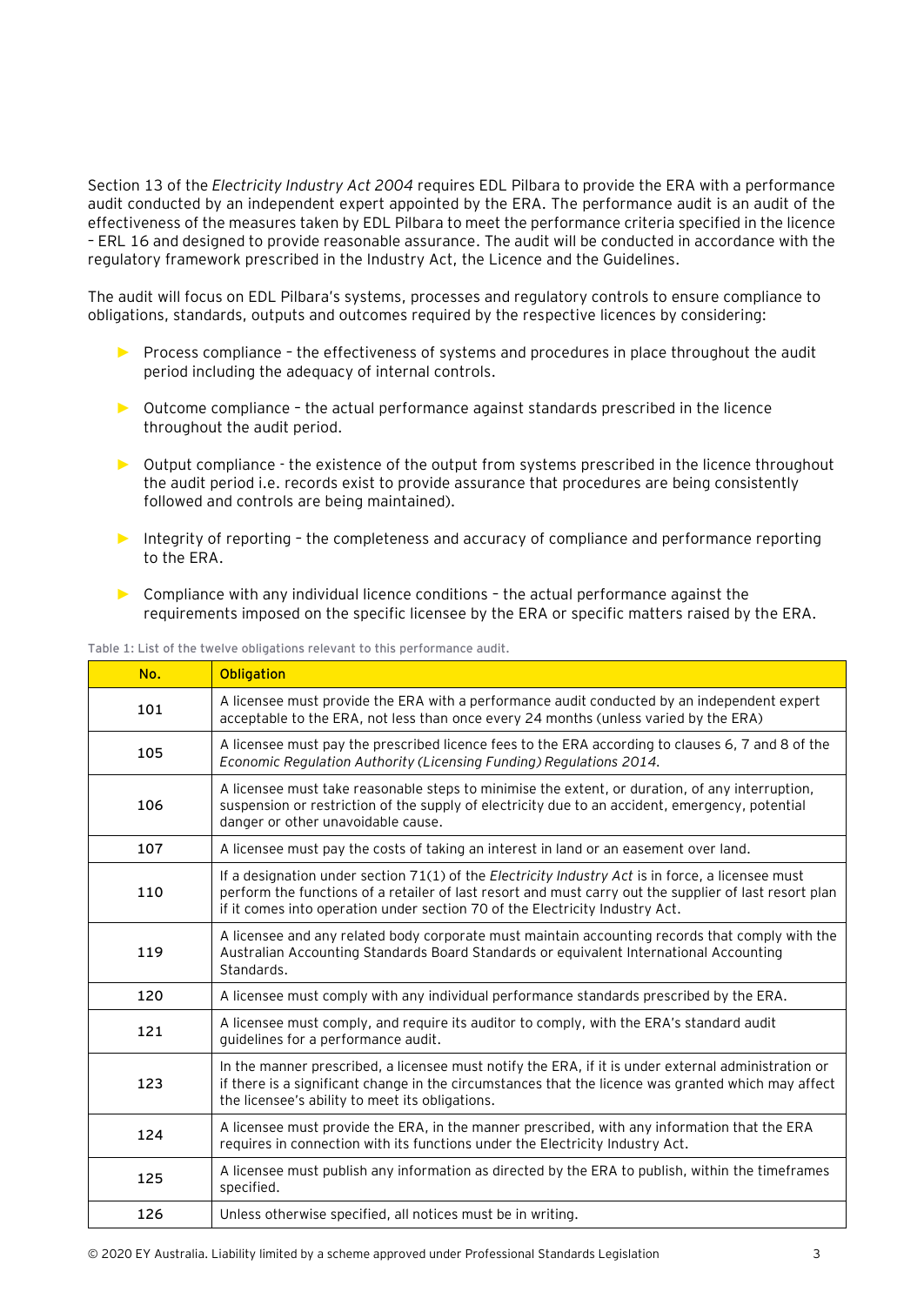Section 13 of the *Electricity Industry Act 2004* requires EDL Pilbara to provide the ERA with a performance audit conducted by an independent expert appointed by the ERA. The performance audit is an audit of the effectiveness of the measures taken by EDL Pilbara to meet the performance criteria specified in the licence – ERL 16 and designed to provide reasonable assurance. The audit will be conducted in accordance with the regulatory framework prescribed in the Industry Act, the Licence and the Guidelines.

The audit will focus on EDL Pilbara's systems, processes and regulatory controls to ensure compliance to obligations, standards, outputs and outcomes required by the respective licences by considering:

- Process compliance – the effectiveness of systems and procedures in place throughout the audit period including the adequacy of internal controls.
- Outcome compliance – the actual performance against standards prescribed in the licence throughout the audit period.
- Output compliance - the existence of the output from systems prescribed in the licence throughout the audit period i.e. records exist to provide assurance that procedures are being consistently followed and controls are being maintained).
- Integrity of reporting – the completeness and accuracy of compliance and performance reporting to the ERA.
- Compliance with any individual licence conditions – the actual performance against the requirements imposed on the specific licensee by the ERA or specific matters raised by the ERA.

Table 1: List of the twelve obligations relevant to this performance audit.

| No. | Obligation |
|---|---|
| 101 | A licensee must provide the ERA with a performance audit conducted by an independent expert acceptable to the ERA, not less than once every 24 months (unless varied by the ERA) |
| 105 | A licensee must pay the prescribed licence fees to the ERA according to clauses 6, 7 and 8 of the *Economic Regulation Authority (Licensing Funding) Regulations 2014.* |
| 106 | A licensee must take reasonable steps to minimise the extent, or duration, of any interruption, suspension or restriction of the supply of electricity due to an accident, emergency, potential danger or other unavoidable cause. |
| 107 | A licensee must pay the costs of taking an interest in land or an easement over land. |
| 110 | If a designation under section 71(1) of the *Electricity Industry Act* is in force, a licensee must perform the functions of a retailer of last resort and must carry out the supplier of last resort plan if it comes into operation under section 70 of the Electricity Industry Act. |
| 119 | A licensee and any related body corporate must maintain accounting records that comply with the Australian Accounting Standards Board Standards or equivalent International Accounting Standards. |
| 120 | A licensee must comply with any individual performance standards prescribed by the ERA. |
| 121 | A licensee must comply, and require its auditor to comply, with the ERA's standard audit guidelines for a performance audit. |
| 123 | In the manner prescribed, a licensee must notify the ERA, if it is under external administration or if there is a significant change in the circumstances that the licence was granted which may affect the licensee's ability to meet its obligations. |
| 124 | A licensee must provide the ERA, in the manner prescribed, with any information that the ERA requires in connection with its functions under the Electricity Industry Act. |
| 125 | A licensee must publish any information as directed by the ERA to publish, within the timeframes specified. |
| 126 | Unless otherwise specified, all notices must be in writing. |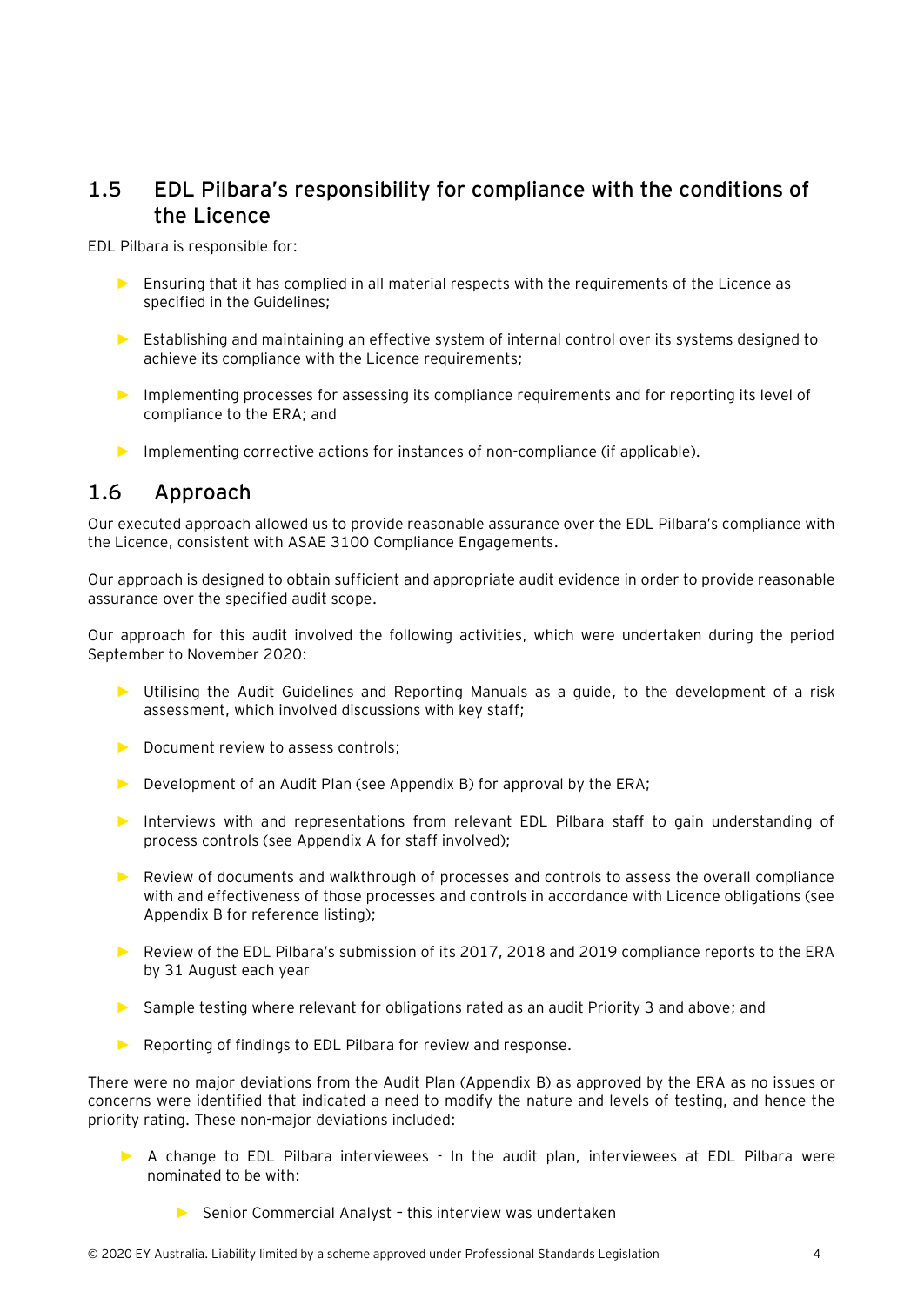## 1.5 EDL Pilbara's responsibility for compliance with the conditions of the Licence

EDL Pilbara is responsible for:

- Ensuring that it has complied in all material respects with the requirements of the Licence as specified in the Guidelines;
- Establishing and maintaining an effective system of internal control over its systems designed to achieve its compliance with the Licence requirements;
- Implementing processes for assessing its compliance requirements and for reporting its level of compliance to the ERA; and
- Implementing corrective actions for instances of non-compliance (if applicable).

## 1.6 Approach

Our executed approach allowed us to provide reasonable assurance over the EDL Pilbara's compliance with the Licence, consistent with ASAE 3100 Compliance Engagements.

Our approach is designed to obtain sufficient and appropriate audit evidence in order to provide reasonable assurance over the specified audit scope.

Our approach for this audit involved the following activities, which were undertaken during the period September to November 2020:

- Utilising the Audit Guidelines and Reporting Manuals as a guide, to the development of a risk assessment, which involved discussions with key staff;
- Document review to assess controls;
- Development of an Audit Plan (see Appendix B) for approval by the ERA;
- Interviews with and representations from relevant EDL Pilbara staff to gain understanding of process controls (see Appendix A for staff involved);
- Review of documents and walkthrough of processes and controls to assess the overall compliance with and effectiveness of those processes and controls in accordance with Licence obligations (see Appendix B for reference listing);
- Review of the EDL Pilbara's submission of its 2017, 2018 and 2019 compliance reports to the ERA by 31 August each year
- Sample testing where relevant for obligations rated as an audit Priority 3 and above; and
- Reporting of findings to EDL Pilbara for review and response.

There were no major deviations from the Audit Plan (Appendix B) as approved by the ERA as no issues or concerns were identified that indicated a need to modify the nature and levels of testing, and hence the priority rating. These non-major deviations included:

- A change to EDL Pilbara interviewees - In the audit plan, interviewees at EDL Pilbara were nominated to be with:
  - Senior Commercial Analyst – this interview was undertaken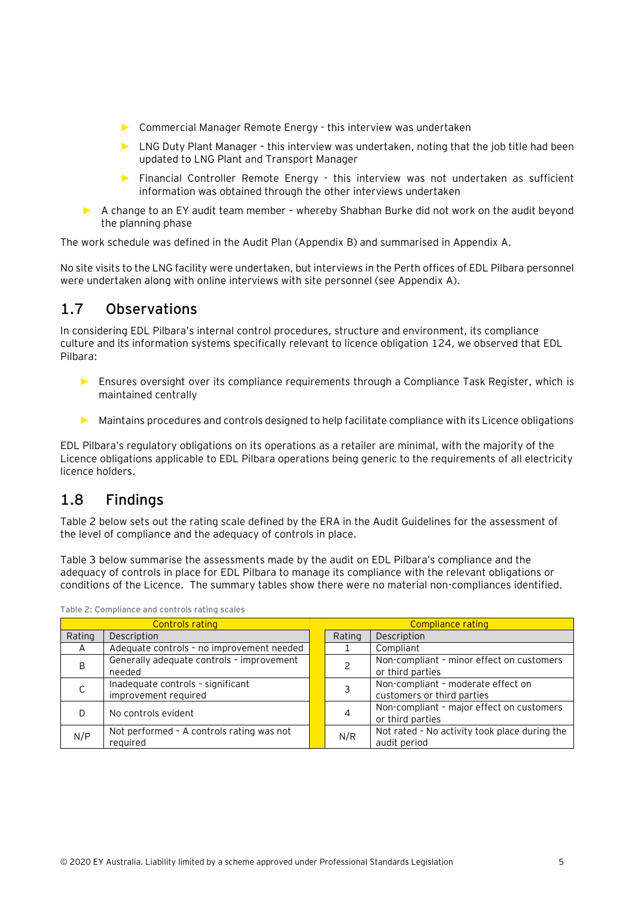- Commercial Manager Remote Energy - this interview was undertaken
  - LNG Duty Plant Manager – this interview was undertaken, noting that the job title had been updated to LNG Plant and Transport Manager
  - Financial Controller Remote Energy - this interview was not undertaken as sufficient information was obtained through the other interviews undertaken
- A change to an EY audit team member – whereby Shabhan Burke did not work on the audit beyond the planning phase

The work schedule was defined in the Audit Plan (Appendix B) and summarised in Appendix A.

No site visits to the LNG facility were undertaken, but interviews in the Perth offices of EDL Pilbara personnel were undertaken along with online interviews with site personnel (see Appendix A).

## 1.7 Observations

In considering EDL Pilbara's internal control procedures, structure and environment, its compliance culture and its information systems specifically relevant to licence obligation 124, we observed that EDL Pilbara:

- Ensures oversight over its compliance requirements through a Compliance Task Register, which is maintained centrally
- Maintains procedures and controls designed to help facilitate compliance with its Licence obligations

EDL Pilbara's regulatory obligations on its operations as a retailer are minimal, with the majority of the Licence obligations applicable to EDL Pilbara operations being generic to the requirements of all electricity licence holders.

## 1.8 Findings

Table 2 below sets out the rating scale defined by the ERA in the Audit Guidelines for the assessment of the level of compliance and the adequacy of controls in place.

Table 3 below summarise the assessments made by the audit on EDL Pilbara's compliance and the adequacy of controls in place for EDL Pilbara to manage its compliance with the relevant obligations or conditions of the Licence. The summary tables show there were no material non-compliances identified.

Table 2: Compliance and controls rating scales

| Controls rating | | | Compliance rating | |
|---|---|---|---|---|
| Rating | Description | | Rating | Description |
| A | Adequate controls – no improvement needed | | 1 | Compliant |
| B | Generally adequate controls – improvement needed | | 2 | Non-compliant – minor effect on customers or third parties |
| C | Inadequate controls – significant improvement required | | 3 | Non-compliant – moderate effect on customers or third parties |
| D | No controls evident | | 4 | Non-compliant – major effect on customers or third parties |
| N/P | Not performed – A controls rating was not required | | N/R | Not rated – No activity took place during the audit period |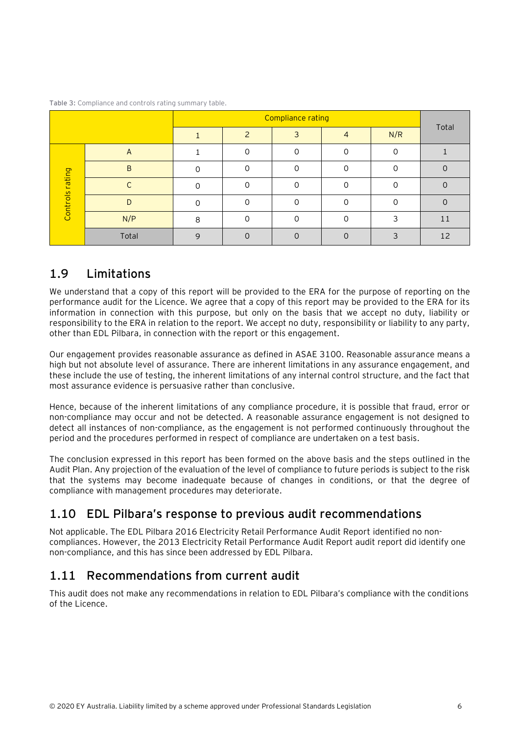Table 3: Compliance and controls rating summary table.

| | | Compliance rating | | | | | Total |
|---|---|---|---|---|---|---|---|
| | | 1 | 2 | 3 | 4 | N/R | |
| Controls rating | A | 1 | 0 | 0 | 0 | 0 | 1 |
| | B | 0 | 0 | 0 | 0 | 0 | 0 |
| | C | 0 | 0 | 0 | 0 | 0 | 0 |
| | D | 0 | 0 | 0 | 0 | 0 | 0 |
| | N/P | 8 | 0 | 0 | 0 | 3 | 11 |
| | Total | 9 | 0 | 0 | 0 | 3 | 12 |

## 1.9 Limitations

We understand that a copy of this report will be provided to the ERA for the purpose of reporting on the performance audit for the Licence. We agree that a copy of this report may be provided to the ERA for its information in connection with this purpose, but only on the basis that we accept no duty, liability or responsibility to the ERA in relation to the report. We accept no duty, responsibility or liability to any party, other than EDL Pilbara, in connection with the report or this engagement.

Our engagement provides reasonable assurance as defined in ASAE 3100. Reasonable assurance means a high but not absolute level of assurance. There are inherent limitations in any assurance engagement, and these include the use of testing, the inherent limitations of any internal control structure, and the fact that most assurance evidence is persuasive rather than conclusive.

Hence, because of the inherent limitations of any compliance procedure, it is possible that fraud, error or non-compliance may occur and not be detected. A reasonable assurance engagement is not designed to detect all instances of non-compliance, as the engagement is not performed continuously throughout the period and the procedures performed in respect of compliance are undertaken on a test basis.

The conclusion expressed in this report has been formed on the above basis and the steps outlined in the Audit Plan. Any projection of the evaluation of the level of compliance to future periods is subject to the risk that the systems may become inadequate because of changes in conditions, or that the degree of compliance with management procedures may deteriorate.

## 1.10 EDL Pilbara's response to previous audit recommendations

Not applicable. The EDL Pilbara 2016 Electricity Retail Performance Audit Report identified no non-compliances. However, the 2013 Electricity Retail Performance Audit Report audit report did identify one non-compliance, and this has since been addressed by EDL Pilbara.

## 1.11 Recommendations from current audit

This audit does not make any recommendations in relation to EDL Pilbara's compliance with the conditions of the Licence.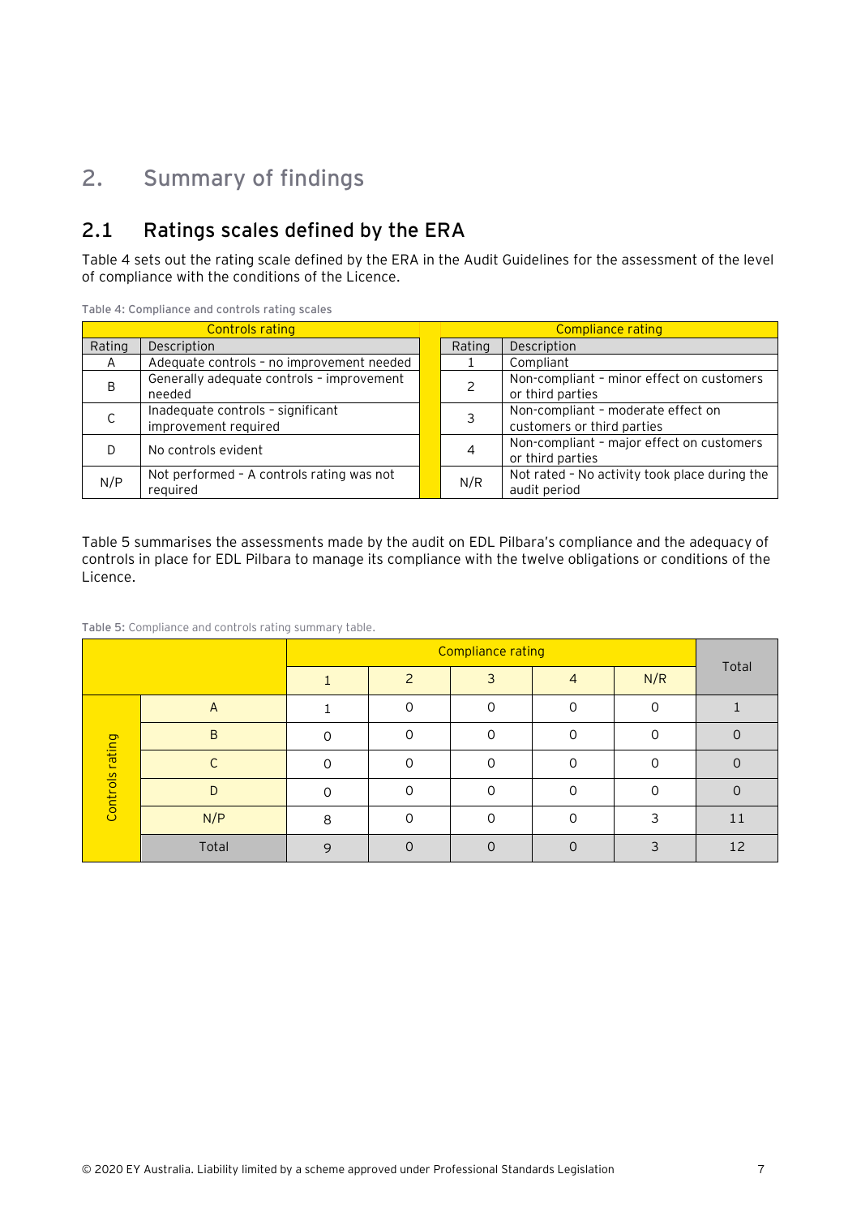# 2. Summary of findings

## 2.1 Ratings scales defined by the ERA

Table 4 sets out the rating scale defined by the ERA in the Audit Guidelines for the assessment of the level of compliance with the conditions of the Licence.

Table 4: Compliance and controls rating scales

| Controls rating | | Compliance rating | |
|---|---|---|---|
| Rating | Description | Rating | Description |
| A | Adequate controls – no improvement needed | 1 | Compliant |
| B | Generally adequate controls – improvement needed | 2 | Non-compliant – minor effect on customers or third parties |
| C | Inadequate controls – significant improvement required | 3 | Non-compliant – moderate effect on customers or third parties |
| D | No controls evident | 4 | Non-compliant – major effect on customers or third parties |
| N/P | Not performed – A controls rating was not required | N/R | Not rated – No activity took place during the audit period |

Table 5 summarises the assessments made by the audit on EDL Pilbara's compliance and the adequacy of controls in place for EDL Pilbara to manage its compliance with the twelve obligations or conditions of the Licence.

Table 5: Compliance and controls rating summary table.

| | | Compliance rating | | | | | Total |
|---|---|---|---|---|---|---|---|
| | | 1 | 2 | 3 | 4 | N/R | |
| Controls rating | A | 1 | 0 | 0 | 0 | 0 | 1 |
| | B | 0 | 0 | 0 | 0 | 0 | 0 |
| | C | 0 | 0 | 0 | 0 | 0 | 0 |
| | D | 0 | 0 | 0 | 0 | 0 | 0 |
| | N/P | 8 | 0 | 0 | 0 | 3 | 11 |
| | Total | 9 | 0 | 0 | 0 | 3 | 12 |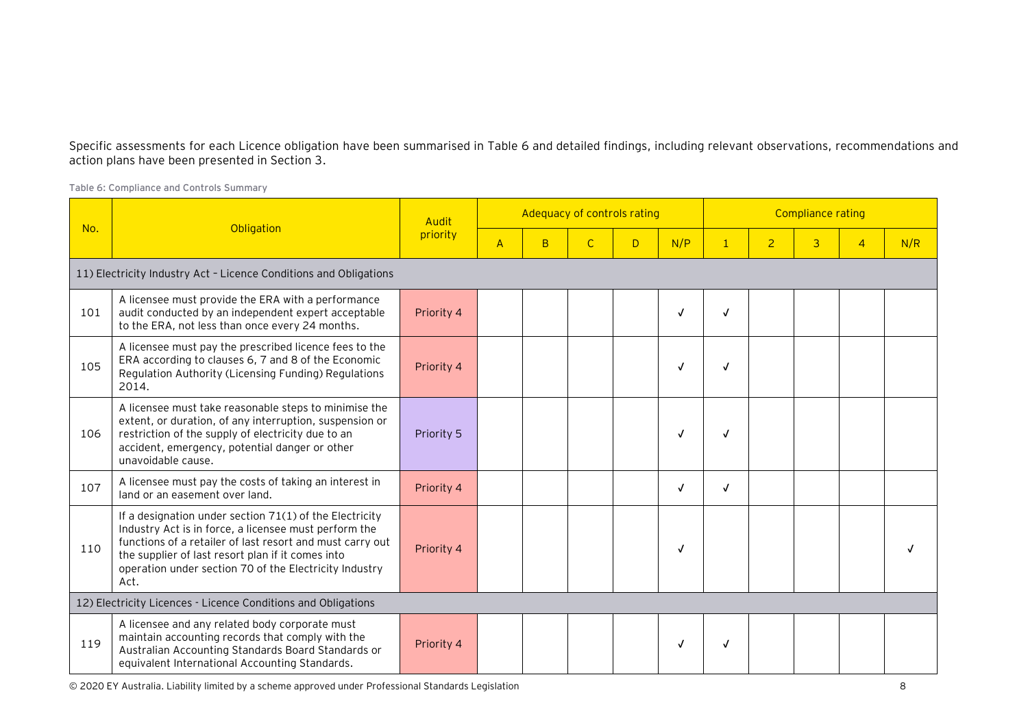Specific assessments for each Licence obligation have been summarised in Table 6 and detailed findings, including relevant observations, recommendations and action plans have been presented in Section 3.

Table 6: Compliance and Controls Summary

| No. | Obligation | Audit priority | Adequacy of controls rating | | | | | Compliance rating | | | | |
|---|---|---|---|---|---|---|---|---|---|---|---|---|
| | | | A | B | C | D | N/P | 1 | 2 | 3 | 4 | N/R |
| 11) Electricity Industry Act – Licence Conditions and Obligations | | | | | | | | | | | | |
| 101 | A licensee must provide the ERA with a performance audit conducted by an independent expert acceptable to the ERA, not less than once every 24 months. | Priority 4 | | | | | ✓ | ✓ | | | | |
| 105 | A licensee must pay the prescribed licence fees to the ERA according to clauses 6, 7 and 8 of the Economic Regulation Authority (Licensing Funding) Regulations 2014. | Priority 4 | | | | | ✓ | ✓ | | | | |
| 106 | A licensee must take reasonable steps to minimise the extent, or duration, of any interruption, suspension or restriction of the supply of electricity due to an accident, emergency, potential danger or other unavoidable cause. | Priority 5 | | | | | ✓ | ✓ | | | | |
| 107 | A licensee must pay the costs of taking an interest in land or an easement over land. | Priority 4 | | | | | ✓ | ✓ | | | | |
| 110 | If a designation under section 71(1) of the Electricity Industry Act is in force, a licensee must perform the functions of a retailer of last resort and must carry out the supplier of last resort plan if it comes into operation under section 70 of the Electricity Industry Act. | Priority 4 | | | | | ✓ | | | | | ✓ |
| 12) Electricity Licences - Licence Conditions and Obligations | | | | | | | | | | | | |
| 119 | A licensee and any related body corporate must maintain accounting records that comply with the Australian Accounting Standards Board Standards or equivalent International Accounting Standards. | Priority 4 | | | | | ✓ | ✓ | | | | |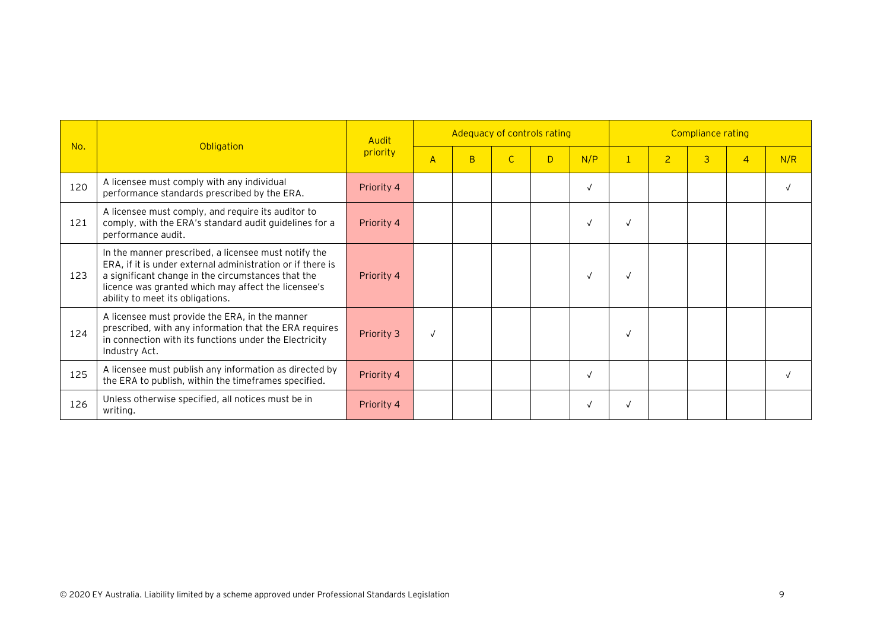| No. | Obligation | Audit priority | Adequacy of controls rating | | | | | Compliance rating | | | | |
|---|---|---|---|---|---|---|---|---|---|---|---|---|
| | | | A | B | C | D | N/P | 1 | 2 | 3 | 4 | N/R |
| 120 | A licensee must comply with any individual performance standards prescribed by the ERA. | Priority 4 | | | | | √ | | | | | √ |
| 121 | A licensee must comply, and require its auditor to comply, with the ERA's standard audit guidelines for a performance audit. | Priority 4 | | | | | √ | √ | | | | |
| 123 | In the manner prescribed, a licensee must notify the ERA, if it is under external administration or if there is a significant change in the circumstances that the licence was granted which may affect the licensee's ability to meet its obligations. | Priority 4 | | | | | √ | √ | | | | |
| 124 | A licensee must provide the ERA, in the manner prescribed, with any information that the ERA requires in connection with its functions under the Electricity Industry Act. | Priority 3 | √ | | | | | √ | | | | |
| 125 | A licensee must publish any information as directed by the ERA to publish, within the timeframes specified. | Priority 4 | | | | | √ | | | | | √ |
| 126 | Unless otherwise specified, all notices must be in writing. | Priority 4 | | | | | √ | √ | | | | |

© 2020 EY Australia. Liability limited by a scheme approved under Professional Standards Legislation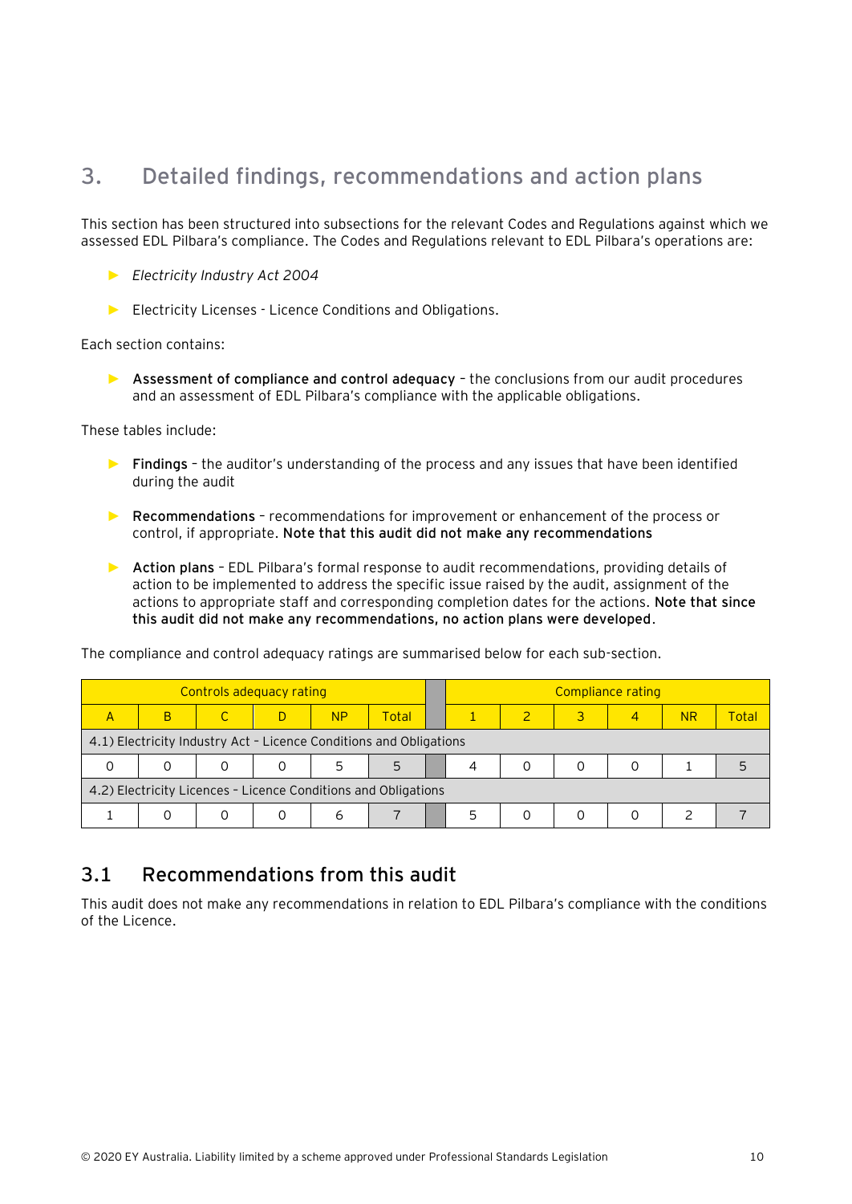# 3. Detailed findings, recommendations and action plans

This section has been structured into subsections for the relevant Codes and Regulations against which we assessed EDL Pilbara's compliance. The Codes and Regulations relevant to EDL Pilbara's operations are:

- *Electricity Industry Act 2004*
- Electricity Licenses - Licence Conditions and Obligations.

Each section contains:

- **Assessment of compliance and control adequacy** – the conclusions from our audit procedures and an assessment of EDL Pilbara's compliance with the applicable obligations.

These tables include:

- **Findings** – the auditor's understanding of the process and any issues that have been identified during the audit
- **Recommendations** – recommendations for improvement or enhancement of the process or control, if appropriate. **Note that this audit did not make any recommendations**
- **Action plans** – EDL Pilbara's formal response to audit recommendations, providing details of action to be implemented to address the specific issue raised by the audit, assignment of the actions to appropriate staff and corresponding completion dates for the actions. **Note that since this audit did not make any recommendations, no action plans were developed**.

The compliance and control adequacy ratings are summarised below for each sub-section.

| Controls adequacy rating | | | | | | | Compliance rating | | | | | |
|---|---|---|---|---|---|---|---|---|---|---|---|---|
| A | B | C | D | NP | Total | | 1 | 2 | 3 | 4 | NR | Total |
| 4.1) Electricity Industry Act – Licence Conditions and Obligations | | | | | | | | | | | | |
| 0 | 0 | 0 | 0 | 5 | 5 | | 4 | 0 | 0 | 0 | 1 | 5 |
| 4.2) Electricity Licences – Licence Conditions and Obligations | | | | | | | | | | | | |
| 1 | 0 | 0 | 0 | 6 | 7 | | 5 | 0 | 0 | 0 | 2 | 7 |

## 3.1 Recommendations from this audit

This audit does not make any recommendations in relation to EDL Pilbara's compliance with the conditions of the Licence.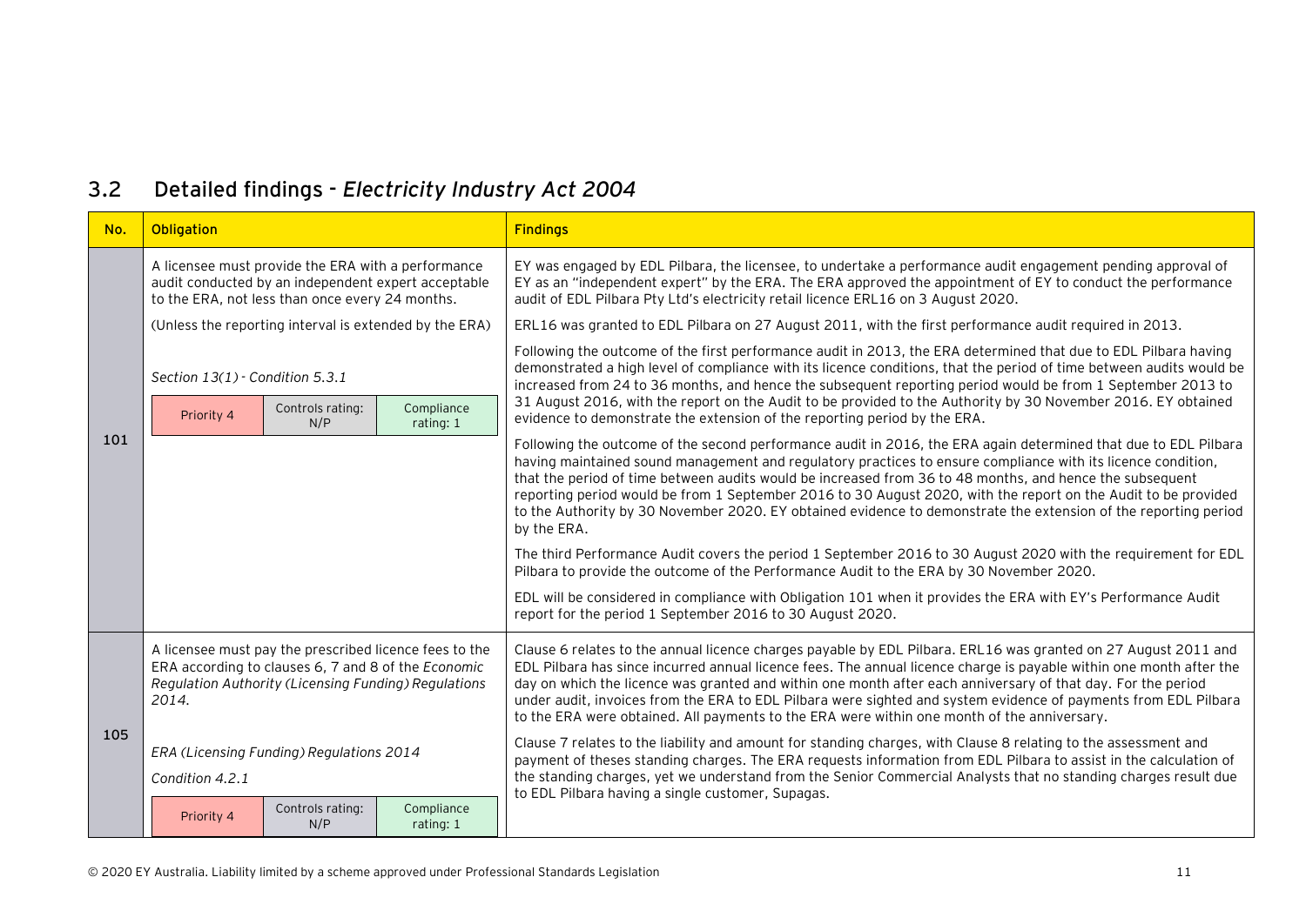## 3.2 Detailed findings - *Electricity Industry Act 2004*

| No. | Obligation | Findings |
|---|---|---|
| 101 | A licensee must provide the ERA with a performance audit conducted by an independent expert acceptable to the ERA, not less than once every 24 months.<br><br>(Unless the reporting interval is extended by the ERA)<br><br>*Section 13(1) - Condition 5.3.1*<br><br>Priority 4 \| Controls rating: N/P \| Compliance rating: 1 | EY was engaged by EDL Pilbara, the licensee, to undertake a performance audit engagement pending approval of EY as an "independent expert" by the ERA. The ERA approved the appointment of EY to conduct the performance audit of EDL Pilbara Pty Ltd's electricity retail licence ERL16 on 3 August 2020.<br><br>ERL16 was granted to EDL Pilbara on 27 August 2011, with the first performance audit required in 2013.<br><br>Following the outcome of the first performance audit in 2013, the ERA determined that due to EDL Pilbara having demonstrated a high level of compliance with its licence conditions, that the period of time between audits would be increased from 24 to 36 months, and hence the subsequent reporting period would be from 1 September 2013 to 31 August 2016, with the report on the Audit to be provided to the Authority by 30 November 2016. EY obtained evidence to demonstrate the extension of the reporting period by the ERA.<br><br>Following the outcome of the second performance audit in 2016, the ERA again determined that due to EDL Pilbara having maintained sound management and regulatory practices to ensure compliance with its licence condition, that the period of time between audits would be increased from 36 to 48 months, and hence the subsequent reporting period would be from 1 September 2016 to 30 August 2020, with the report on the Audit to be provided to the Authority by 30 November 2020. EY obtained evidence to demonstrate the extension of the reporting period by the ERA.<br><br>The third Performance Audit covers the period 1 September 2016 to 30 August 2020 with the requirement for EDL Pilbara to provide the outcome of the Performance Audit to the ERA by 30 November 2020.<br><br>EDL will be considered in compliance with Obligation 101 when it provides the ERA with EY's Performance Audit report for the period 1 September 2016 to 30 August 2020. |
| 105 | A licensee must pay the prescribed licence fees to the ERA according to clauses 6, 7 and 8 of the *Economic Regulation Authority (Licensing Funding) Regulations 2014.*<br><br>*ERA (Licensing Funding) Regulations 2014*<br><br>*Condition 4.2.1*<br><br>Priority 4 \| Controls rating: N/P \| Compliance rating: 1 | Clause 6 relates to the annual licence charges payable by EDL Pilbara. ERL16 was granted on 27 August 2011 and EDL Pilbara has since incurred annual licence fees. The annual licence charge is payable within one month after the day on which the licence was granted and within one month after each anniversary of that day. For the period under audit, invoices from the ERA to EDL Pilbara were sighted and system evidence of payments from EDL Pilbara to the ERA were obtained. All payments to the ERA were within one month of the anniversary.<br><br>Clause 7 relates to the liability and amount for standing charges, with Clause 8 relating to the assessment and payment of theses standing charges. The ERA requests information from EDL Pilbara to assist in the calculation of the standing charges, yet we understand from the Senior Commercial Analysts that no standing charges result due to EDL Pilbara having a single customer, Supagas. |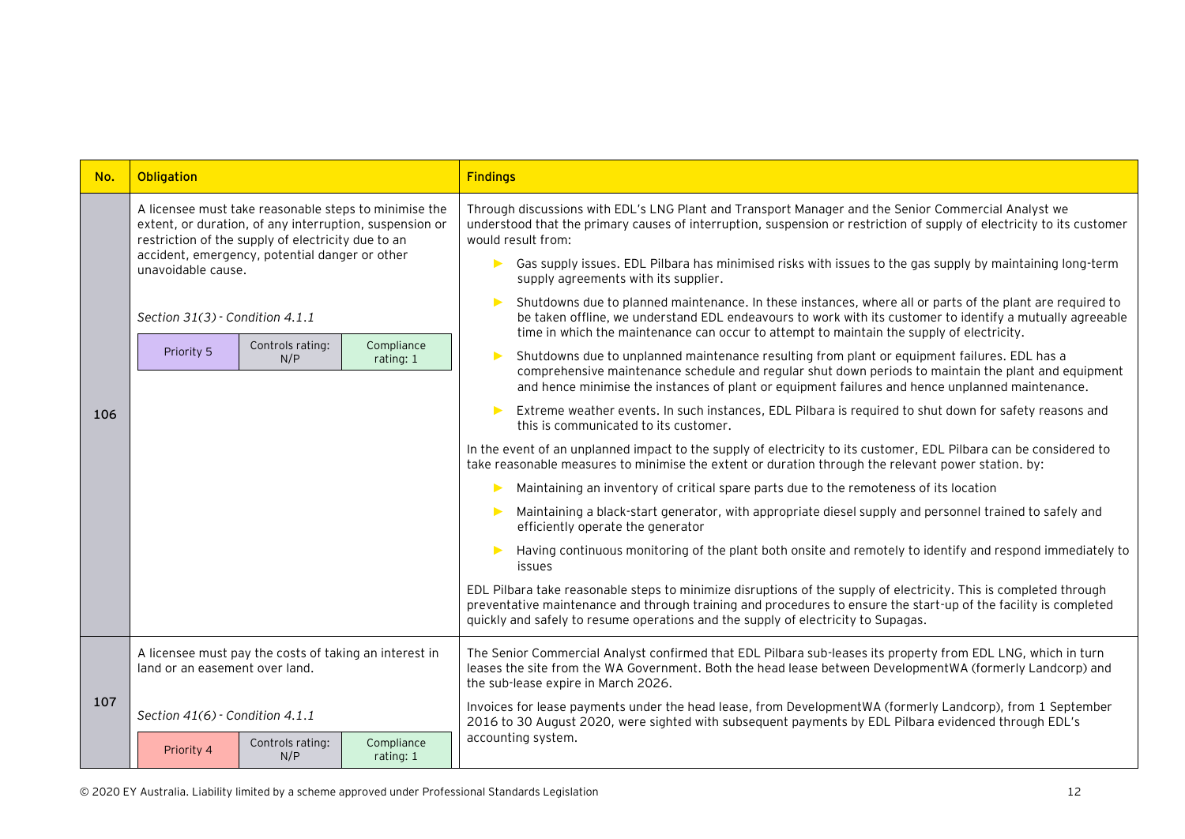| No. | Obligation | Findings |
| --- | --- | --- |
| 106 | A licensee must take reasonable steps to minimise the extent, or duration, of any interruption, suspension or restriction of the supply of electricity due to an accident, emergency, potential danger or other unavoidable cause.<br><br>*Section 31(3) - Condition 4.1.1*<br><br>Priority 5 \| Controls rating: N/P \| Compliance rating: 1 | Through discussions with EDL's LNG Plant and Transport Manager and the Senior Commercial Analyst we understood that the primary causes of interruption, suspension or restriction of supply of electricity to its customer would result from:<br><br>▶ Gas supply issues. EDL Pilbara has minimised risks with issues to the gas supply by maintaining long-term supply agreements with its supplier.<br><br>▶ Shutdowns due to planned maintenance. In these instances, where all or parts of the plant are required to be taken offline, we understand EDL endeavours to work with its customer to identify a mutually agreeable time in which the maintenance can occur to attempt to maintain the supply of electricity.<br><br>▶ Shutdowns due to unplanned maintenance resulting from plant or equipment failures. EDL has a comprehensive maintenance schedule and regular shut down periods to maintain the plant and equipment and hence minimise the instances of plant or equipment failures and hence unplanned maintenance.<br><br>▶ Extreme weather events. In such instances, EDL Pilbara is required to shut down for safety reasons and this is communicated to its customer.<br><br>In the event of an unplanned impact to the supply of electricity to its customer, EDL Pilbara can be considered to take reasonable measures to minimise the extent or duration through the relevant power station. by:<br><br>▶ Maintaining an inventory of critical spare parts due to the remoteness of its location<br><br>▶ Maintaining a black-start generator, with appropriate diesel supply and personnel trained to safely and efficiently operate the generator<br><br>▶ Having continuous monitoring of the plant both onsite and remotely to identify and respond immediately to issues<br><br>EDL Pilbara take reasonable steps to minimize disruptions of the supply of electricity. This is completed through preventative maintenance and through training and procedures to ensure the start-up of the facility is completed quickly and safely to resume operations and the supply of electricity to Supagas. |
| 107 | A licensee must pay the costs of taking an interest in land or an easement over land.<br><br>*Section 41(6) - Condition 4.1.1*<br><br>Priority 4 \| Controls rating: N/P \| Compliance rating: 1 | The Senior Commercial Analyst confirmed that EDL Pilbara sub-leases its property from EDL LNG, which in turn leases the site from the WA Government. Both the head lease between DevelopmentWA (formerly Landcorp) and the sub-lease expire in March 2026.<br><br>Invoices for lease payments under the head lease, from DevelopmentWA (formerly Landcorp), from 1 September 2016 to 30 August 2020, were sighted with subsequent payments by EDL Pilbara evidenced through EDL's accounting system. |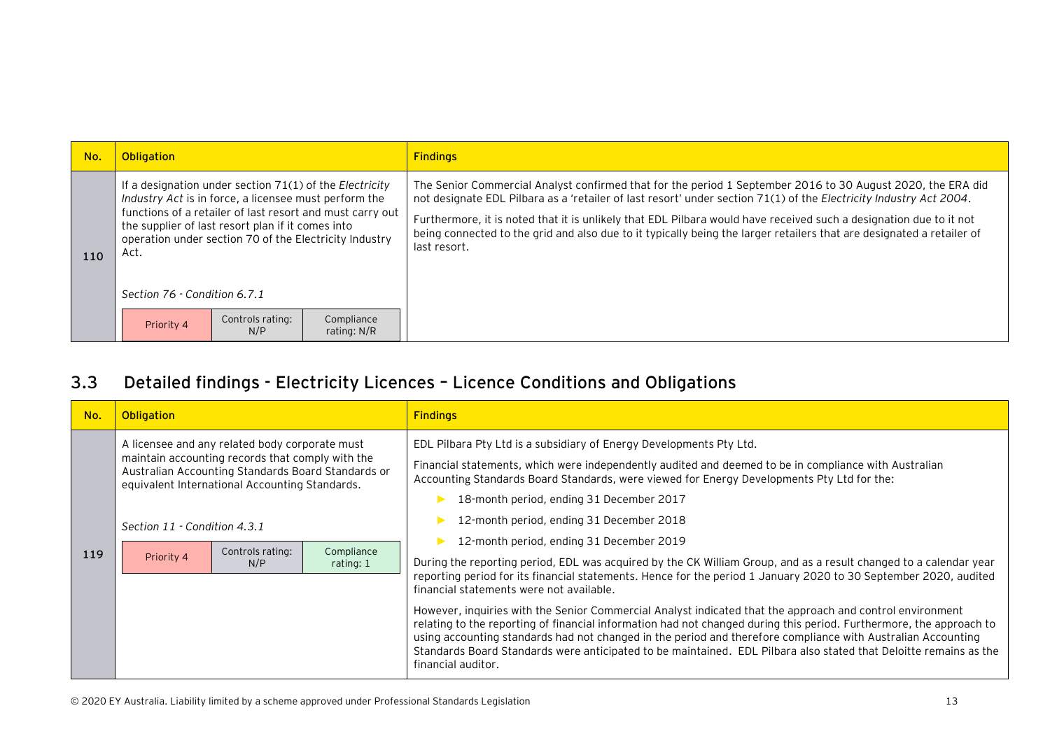| No. | Obligation | Findings |
|---|---|---|
| 110 | If a designation under section 71(1) of the *Electricity Industry Act* is in force, a licensee must perform the functions of a retailer of last resort and must carry out the supplier of last resort plan if it comes into operation under section 70 of the Electricity Industry Act.<br><br>*Section 76 - Condition 6.7.1*<br><br>Priority 4 \| Controls rating: N/P \| Compliance rating: N/R | The Senior Commercial Analyst confirmed that for the period 1 September 2016 to 30 August 2020, the ERA did not designate EDL Pilbara as a 'retailer of last resort' under section 71(1) of the *Electricity Industry Act 2004*.<br><br>Furthermore, it is noted that it is unlikely that EDL Pilbara would have received such a designation due to it not being connected to the grid and also due to it typically being the larger retailers that are designated a retailer of last resort. |

## 3.3 Detailed findings - Electricity Licences – Licence Conditions and Obligations

| No. | Obligation | Findings |
|---|---|---|
| 119 | A licensee and any related body corporate must maintain accounting records that comply with the Australian Accounting Standards Board Standards or equivalent International Accounting Standards.<br><br>*Section 11 - Condition 4.3.1*<br><br>Priority 4 \| Controls rating: N/P \| Compliance rating: 1 | EDL Pilbara Pty Ltd is a subsidiary of Energy Developments Pty Ltd.<br><br>Financial statements, which were independently audited and deemed to be in compliance with Australian Accounting Standards Board Standards, were viewed for Energy Developments Pty Ltd for the:<br>- 18-month period, ending 31 December 2017<br>- 12-month period, ending 31 December 2018<br>- 12-month period, ending 31 December 2019<br><br>During the reporting period, EDL was acquired by the CK William Group, and as a result changed to a calendar year reporting period for its financial statements. Hence for the period 1 January 2020 to 30 September 2020, audited financial statements were not available.<br><br>However, inquiries with the Senior Commercial Analyst indicated that the approach and control environment relating to the reporting of financial information had not changed during this period. Furthermore, the approach to using accounting standards had not changed in the period and therefore compliance with Australian Accounting Standards Board Standards were anticipated to be maintained. EDL Pilbara also stated that Deloitte remains as the financial auditor. |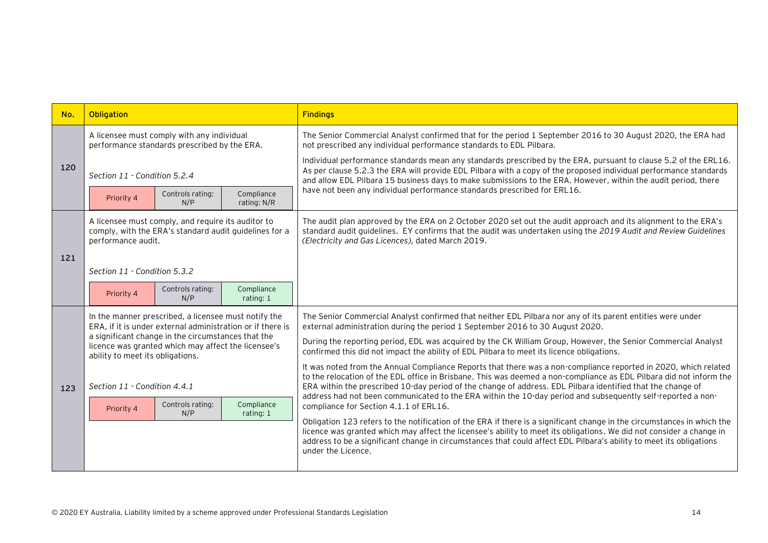| No. | Obligation | Findings |
|---|---|---|
| 120 | A licensee must comply with any individual performance standards prescribed by the ERA.<br><br>*Section 11 - Condition 5.2.4*<br><br>Priority 4 \| Controls rating: N/P \| Compliance rating: N/R | The Senior Commercial Analyst confirmed that for the period 1 September 2016 to 30 August 2020, the ERA had not prescribed any individual performance standards to EDL Pilbara.<br><br>Individual performance standards mean any standards prescribed by the ERA, pursuant to clause 5.2 of the ERL16. As per clause 5.2.3 the ERA will provide EDL Pilbara with a copy of the proposed individual performance standards and allow EDL Pilbara 15 business days to make submissions to the ERA. However, within the audit period, there have not been any individual performance standards prescribed for ERL16. |
| 121 | A licensee must comply, and require its auditor to comply, with the ERA's standard audit guidelines for a performance audit.<br><br>*Section 11 - Condition 5.3.2*<br><br>Priority 4 \| Controls rating: N/P \| Compliance rating: 1 | The audit plan approved by the ERA on 2 October 2020 set out the audit approach and its alignment to the ERA's standard audit guidelines. EY confirms that the audit was undertaken using the *2019 Audit and Review Guidelines (Electricity and Gas Licences)*, dated March 2019. |
| 123 | In the manner prescribed, a licensee must notify the ERA, if it is under external administration or if there is a significant change in the circumstances that the licence was granted which may affect the licensee's ability to meet its obligations.<br><br>*Section 11 - Condition 4.4.1*<br><br>Priority 4 \| Controls rating: N/P \| Compliance rating: 1 | The Senior Commercial Analyst confirmed that neither EDL Pilbara nor any of its parent entities were under external administration during the period 1 September 2016 to 30 August 2020.<br><br>During the reporting period, EDL was acquired by the CK William Group, However, the Senior Commercial Analyst confirmed this did not impact the ability of EDL Pilbara to meet its licence obligations.<br><br>It was noted from the Annual Compliance Reports that there was a non-compliance reported in 2020, which related to the relocation of the EDL office in Brisbane. This was deemed a non-compliance as EDL Pilbara did not inform the ERA within the prescribed 10-day period of the change of address. EDL Pilbara identified that the change of address had not been communicated to the ERA within the 10-day period and subsequently self-reported a non-compliance for Section 4.1.1 of ERL16.<br><br>Obligation 123 refers to the notification of the ERA if there is a significant change in the circumstances in which the licence was granted which may affect the licensee's ability to meet its obligations. We did not consider a change in address to be a significant change in circumstances that could affect EDL Pilbara's ability to meet its obligations under the Licence. |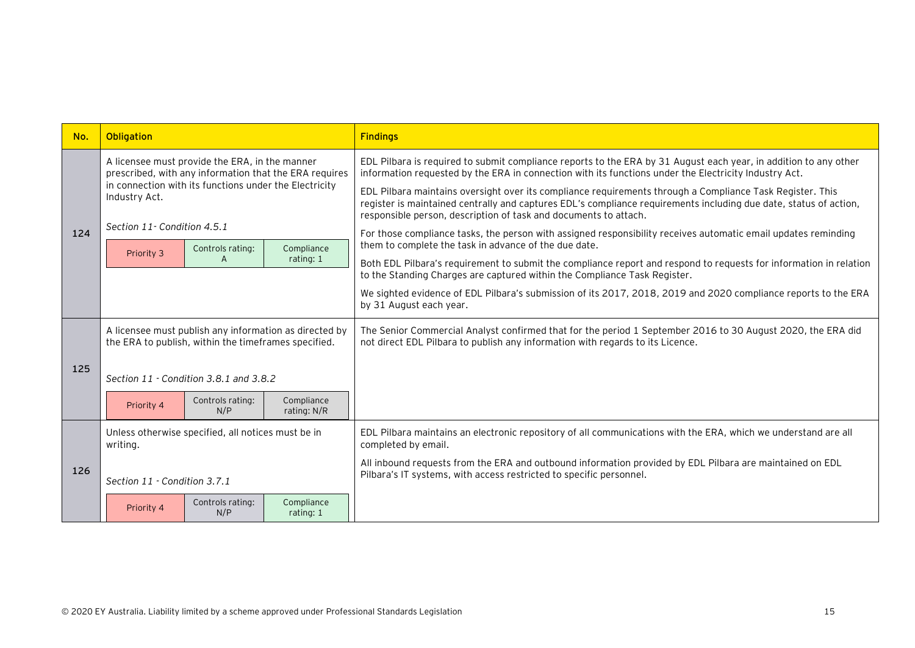| No. | Obligation | Findings |
|---|---|---|
| 124 | A licensee must provide the ERA, in the manner prescribed, with any information that the ERA requires in connection with its functions under the Electricity Industry Act.<br><br>*Section 11- Condition 4.5.1*<br><br>Priority 3 \| Controls rating: A \| Compliance rating: 1 | EDL Pilbara is required to submit compliance reports to the ERA by 31 August each year, in addition to any other information requested by the ERA in connection with its functions under the Electricity Industry Act.<br><br>EDL Pilbara maintains oversight over its compliance requirements through a Compliance Task Register. This register is maintained centrally and captures EDL's compliance requirements including due date, status of action, responsible person, description of task and documents to attach.<br><br>For those compliance tasks, the person with assigned responsibility receives automatic email updates reminding them to complete the task in advance of the due date.<br><br>Both EDL Pilbara's requirement to submit the compliance report and respond to requests for information in relation to the Standing Charges are captured within the Compliance Task Register.<br><br>We sighted evidence of EDL Pilbara's submission of its 2017, 2018, 2019 and 2020 compliance reports to the ERA by 31 August each year. |
| 125 | A licensee must publish any information as directed by the ERA to publish, within the timeframes specified.<br><br>*Section 11 - Condition 3.8.1 and 3.8.2*<br><br>Priority 4 \| Controls rating: N/P \| Compliance rating: N/R | The Senior Commercial Analyst confirmed that for the period 1 September 2016 to 30 August 2020, the ERA did not direct EDL Pilbara to publish any information with regards to its Licence. |
| 126 | Unless otherwise specified, all notices must be in writing.<br><br>*Section 11 - Condition 3.7.1*<br><br>Priority 4 \| Controls rating: N/P \| Compliance rating: 1 | EDL Pilbara maintains an electronic repository of all communications with the ERA, which we understand are all completed by email.<br><br>All inbound requests from the ERA and outbound information provided by EDL Pilbara are maintained on EDL Pilbara's IT systems, with access restricted to specific personnel. |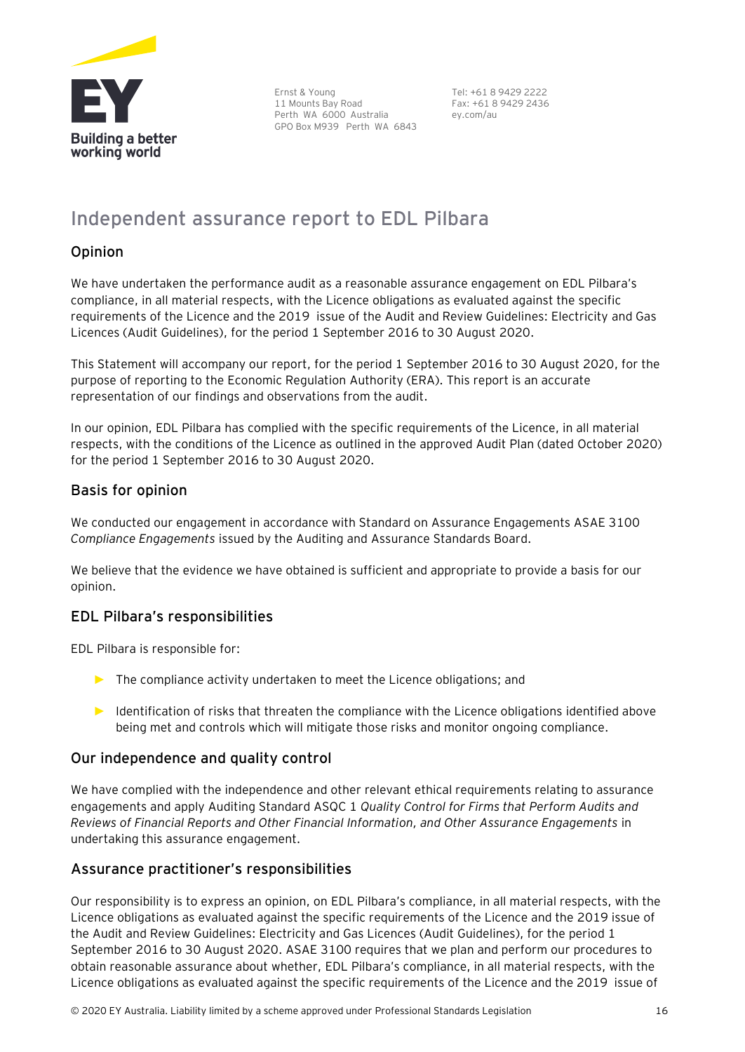Ernst & Young
11 Mounts Bay Road
Perth WA 6000 Australia
GPO Box M939 Perth WA 6843

Tel: +61 8 9429 2222
Fax: +61 8 9429 2436
ey.com/au

# Independent assurance report to EDL Pilbara

## Opinion

We have undertaken the performance audit as a reasonable assurance engagement on EDL Pilbara's compliance, in all material respects, with the Licence obligations as evaluated against the specific requirements of the Licence and the 2019 issue of the Audit and Review Guidelines: Electricity and Gas Licences (Audit Guidelines), for the period 1 September 2016 to 30 August 2020.

This Statement will accompany our report, for the period 1 September 2016 to 30 August 2020, for the purpose of reporting to the Economic Regulation Authority (ERA). This report is an accurate representation of our findings and observations from the audit.

In our opinion, EDL Pilbara has complied with the specific requirements of the Licence, in all material respects, with the conditions of the Licence as outlined in the approved Audit Plan (dated October 2020) for the period 1 September 2016 to 30 August 2020.

## Basis for opinion

We conducted our engagement in accordance with Standard on Assurance Engagements ASAE 3100 *Compliance Engagements* issued by the Auditing and Assurance Standards Board.

We believe that the evidence we have obtained is sufficient and appropriate to provide a basis for our opinion.

## EDL Pilbara's responsibilities

EDL Pilbara is responsible for:

- The compliance activity undertaken to meet the Licence obligations; and
- Identification of risks that threaten the compliance with the Licence obligations identified above being met and controls which will mitigate those risks and monitor ongoing compliance.

## Our independence and quality control

We have complied with the independence and other relevant ethical requirements relating to assurance engagements and apply Auditing Standard ASQC 1 *Quality Control for Firms that Perform Audits and Reviews of Financial Reports and Other Financial Information, and Other Assurance Engagements* in undertaking this assurance engagement.

## Assurance practitioner's responsibilities

Our responsibility is to express an opinion, on EDL Pilbara's compliance, in all material respects, with the Licence obligations as evaluated against the specific requirements of the Licence and the 2019 issue of the Audit and Review Guidelines: Electricity and Gas Licences (Audit Guidelines), for the period 1 September 2016 to 30 August 2020. ASAE 3100 requires that we plan and perform our procedures to obtain reasonable assurance about whether, EDL Pilbara's compliance, in all material respects, with the Licence obligations as evaluated against the specific requirements of the Licence and the 2019 issue of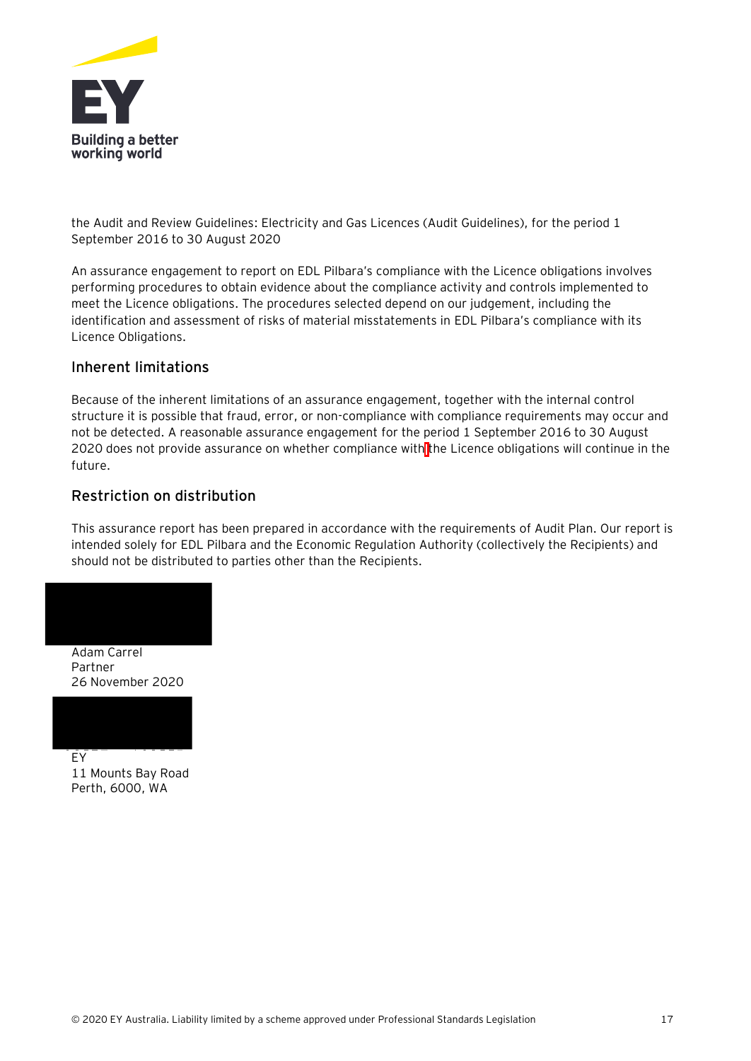the Audit and Review Guidelines: Electricity and Gas Licences (Audit Guidelines), for the period 1 September 2016 to 30 August 2020

An assurance engagement to report on EDL Pilbara's compliance with the Licence obligations involves performing procedures to obtain evidence about the compliance activity and controls implemented to meet the Licence obligations. The procedures selected depend on our judgement, including the identification and assessment of risks of material misstatements in EDL Pilbara's compliance with its Licence Obligations.

## Inherent limitations

Because of the inherent limitations of an assurance engagement, together with the internal control structure it is possible that fraud, error, or non-compliance with compliance requirements may occur and not be detected. A reasonable assurance engagement for the period 1 September 2016 to 30 August 2020 does not provide assurance on whether compliance with the Licence obligations will continue in the future.

## Restriction on distribution

This assurance report has been prepared in accordance with the requirements of Audit Plan. Our report is intended solely for EDL Pilbara and the Economic Regulation Authority (collectively the Recipients) and should not be distributed to parties other than the Recipients.

Adam Carrel
Partner
26 November 2020

EY
11 Mounts Bay Road
Perth, 6000, WA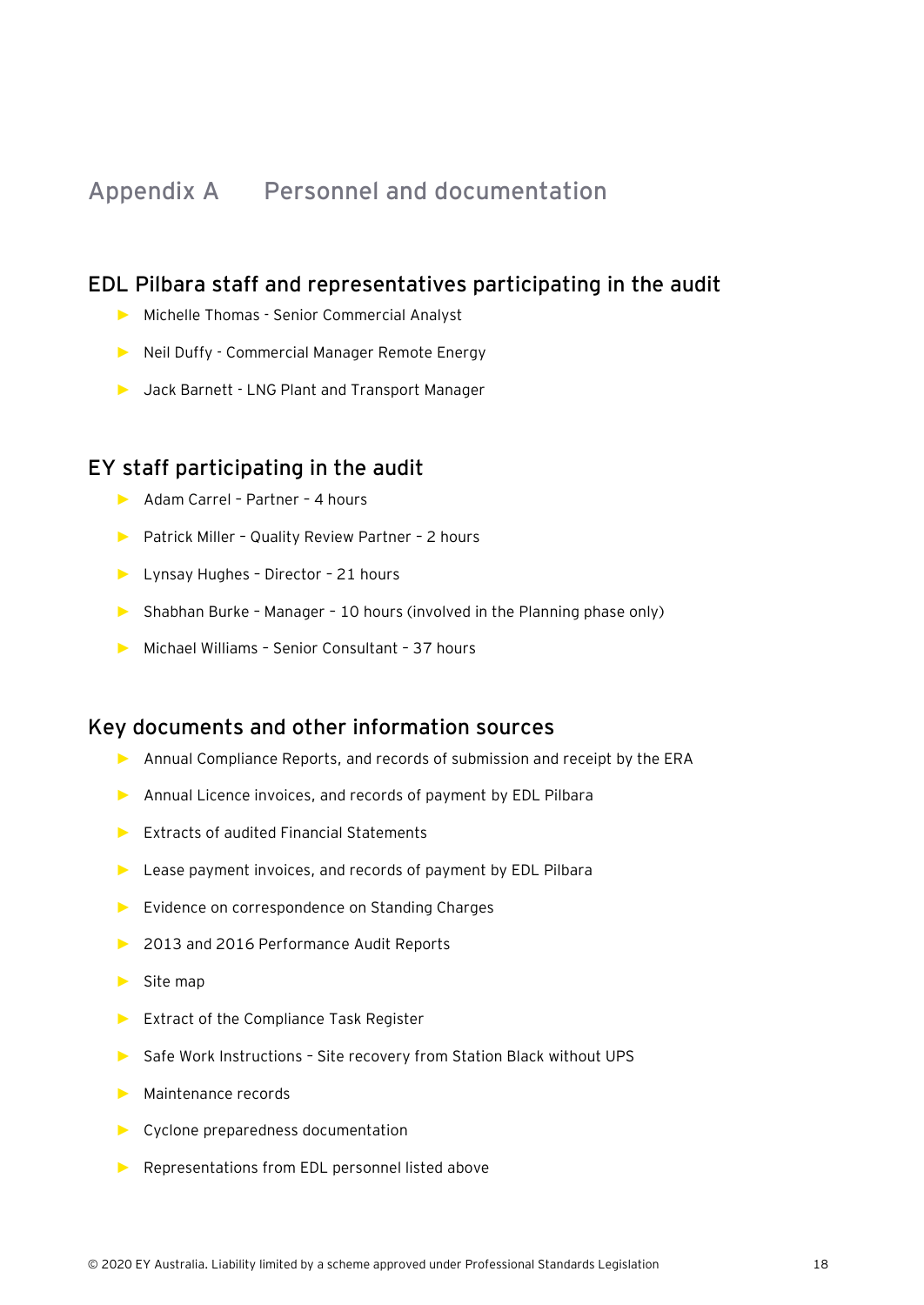# Appendix A Personnel and documentation

## EDL Pilbara staff and representatives participating in the audit

- Michelle Thomas - Senior Commercial Analyst
- Neil Duffy - Commercial Manager Remote Energy
- Jack Barnett - LNG Plant and Transport Manager

## EY staff participating in the audit

- Adam Carrel – Partner – 4 hours
- Patrick Miller – Quality Review Partner – 2 hours
- Lynsay Hughes – Director – 21 hours
- Shabhan Burke – Manager – 10 hours (involved in the Planning phase only)
- Michael Williams – Senior Consultant – 37 hours

## Key documents and other information sources

- Annual Compliance Reports, and records of submission and receipt by the ERA
- Annual Licence invoices, and records of payment by EDL Pilbara
- Extracts of audited Financial Statements
- Lease payment invoices, and records of payment by EDL Pilbara
- Evidence on correspondence on Standing Charges
- 2013 and 2016 Performance Audit Reports
- Site map
- Extract of the Compliance Task Register
- Safe Work Instructions – Site recovery from Station Black without UPS
- Maintenance records
- Cyclone preparedness documentation
- Representations from EDL personnel listed above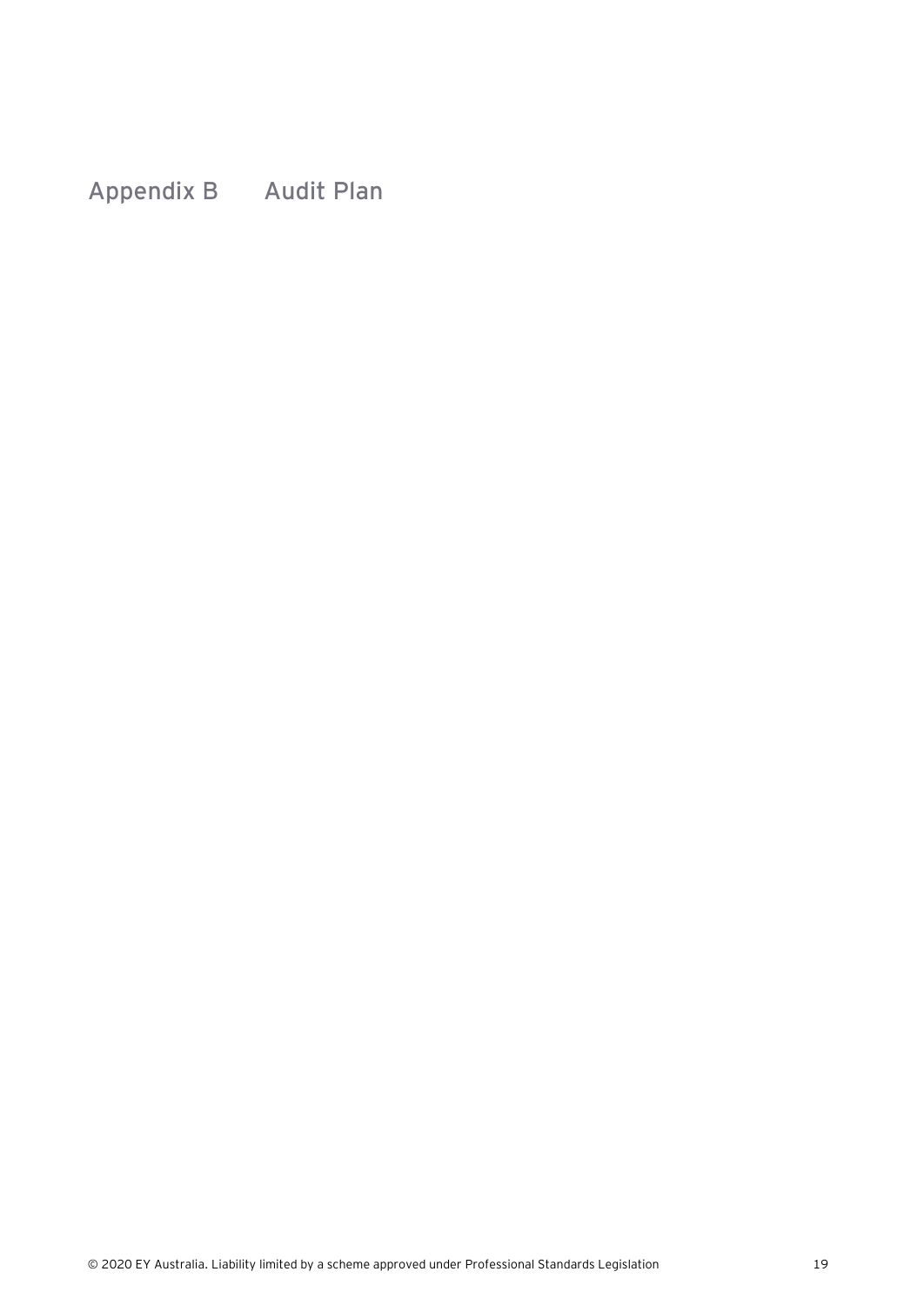# Appendix B Audit Plan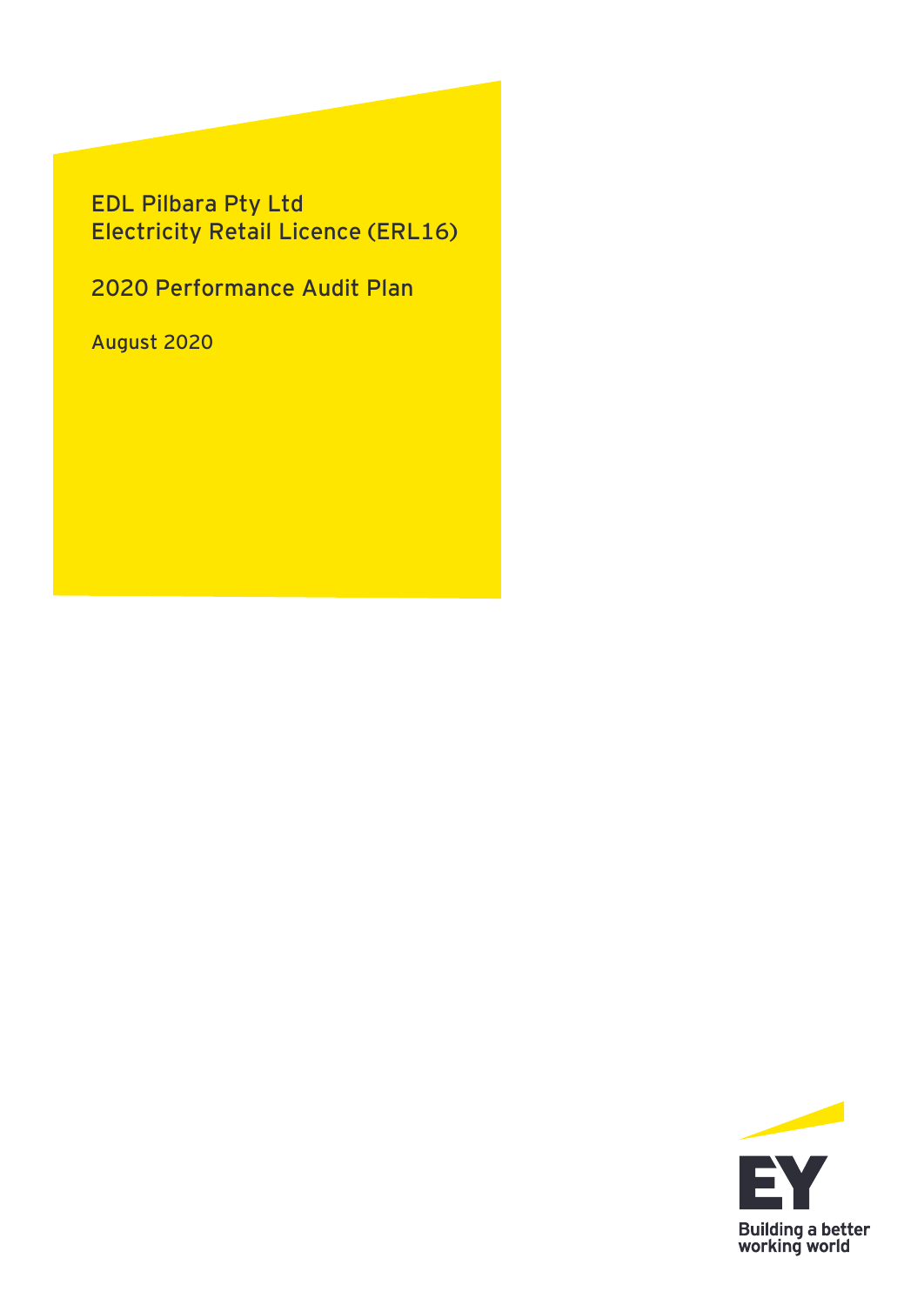EDL Pilbara Pty Ltd
Electricity Retail Licence (ERL16)

2020 Performance Audit Plan

August 2020

Building a better working world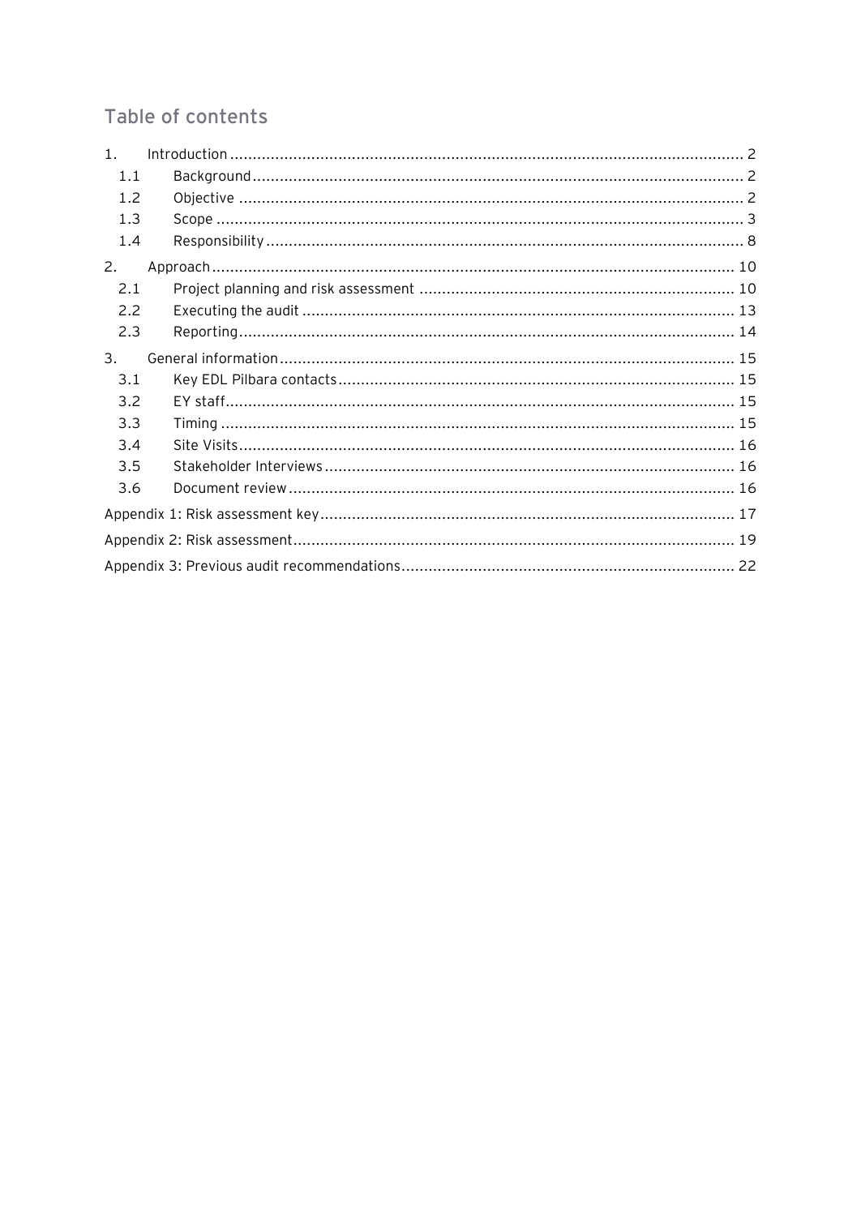## Table of contents

1. Introduction .................................................. 2
   - 1.1 Background .................................................. 2
   - 1.2 Objective .................................................. 2
   - 1.3 Scope .................................................. 3
   - 1.4 Responsibility .................................................. 8
2. Approach .................................................. 10
   - 2.1 Project planning and risk assessment .................................................. 10
   - 2.2 Executing the audit .................................................. 13
   - 2.3 Reporting .................................................. 14
3. General information .................................................. 15
   - 3.1 Key EDL Pilbara contacts .................................................. 15
   - 3.2 EY staff .................................................. 15
   - 3.3 Timing .................................................. 15
   - 3.4 Site Visits .................................................. 16
   - 3.5 Stakeholder Interviews .................................................. 16
   - 3.6 Document review .................................................. 16

Appendix 1: Risk assessment key .................................................. 17

Appendix 2: Risk assessment .................................................. 19

Appendix 3: Previous audit recommendations .................................................. 22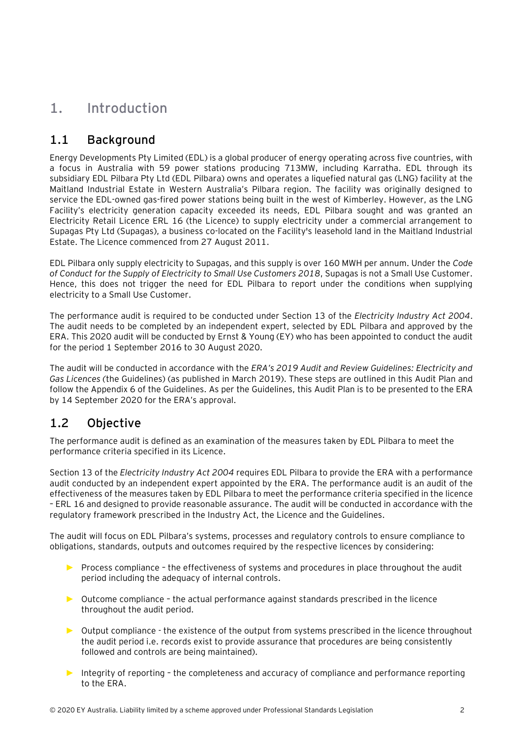# 1. Introduction

## 1.1 Background

Energy Developments Pty Limited (EDL) is a global producer of energy operating across five countries, with a focus in Australia with 59 power stations producing 713MW, including Karratha. EDL through its subsidiary EDL Pilbara Pty Ltd (EDL Pilbara) owns and operates a liquefied natural gas (LNG) facility at the Maitland Industrial Estate in Western Australia's Pilbara region. The facility was originally designed to service the EDL-owned gas-fired power stations being built in the west of Kimberley. However, as the LNG Facility's electricity generation capacity exceeded its needs, EDL Pilbara sought and was granted an Electricity Retail Licence ERL 16 (the Licence) to supply electricity under a commercial arrangement to Supagas Pty Ltd (Supagas), a business co-located on the Facility's leasehold land in the Maitland Industrial Estate. The Licence commenced from 27 August 2011.

EDL Pilbara only supply electricity to Supagas, and this supply is over 160 MWH per annum. Under the *Code of Conduct for the Supply of Electricity to Small Use Customers 2018*, Supagas is not a Small Use Customer. Hence, this does not trigger the need for EDL Pilbara to report under the conditions when supplying electricity to a Small Use Customer.

The performance audit is required to be conducted under Section 13 of the *Electricity Industry Act 2004*. The audit needs to be completed by an independent expert, selected by EDL Pilbara and approved by the ERA. This 2020 audit will be conducted by Ernst & Young (EY) who has been appointed to conduct the audit for the period 1 September 2016 to 30 August 2020.

The audit will be conducted in accordance with the *ERA's 2019 Audit and Review Guidelines: Electricity and Gas Licences* (the Guidelines) (as published in March 2019). These steps are outlined in this Audit Plan and follow the Appendix 6 of the Guidelines. As per the Guidelines, this Audit Plan is to be presented to the ERA by 14 September 2020 for the ERA's approval.

## 1.2 Objective

The performance audit is defined as an examination of the measures taken by EDL Pilbara to meet the performance criteria specified in its Licence.

Section 13 of the *Electricity Industry Act 2004* requires EDL Pilbara to provide the ERA with a performance audit conducted by an independent expert appointed by the ERA. The performance audit is an audit of the effectiveness of the measures taken by EDL Pilbara to meet the performance criteria specified in the licence – ERL 16 and designed to provide reasonable assurance. The audit will be conducted in accordance with the regulatory framework prescribed in the Industry Act, the Licence and the Guidelines.

The audit will focus on EDL Pilbara's systems, processes and regulatory controls to ensure compliance to obligations, standards, outputs and outcomes required by the respective licences by considering:

- Process compliance – the effectiveness of systems and procedures in place throughout the audit period including the adequacy of internal controls.
- Outcome compliance – the actual performance against standards prescribed in the licence throughout the audit period.
- Output compliance - the existence of the output from systems prescribed in the licence throughout the audit period i.e. records exist to provide assurance that procedures are being consistently followed and controls are being maintained).
- Integrity of reporting – the completeness and accuracy of compliance and performance reporting to the ERA.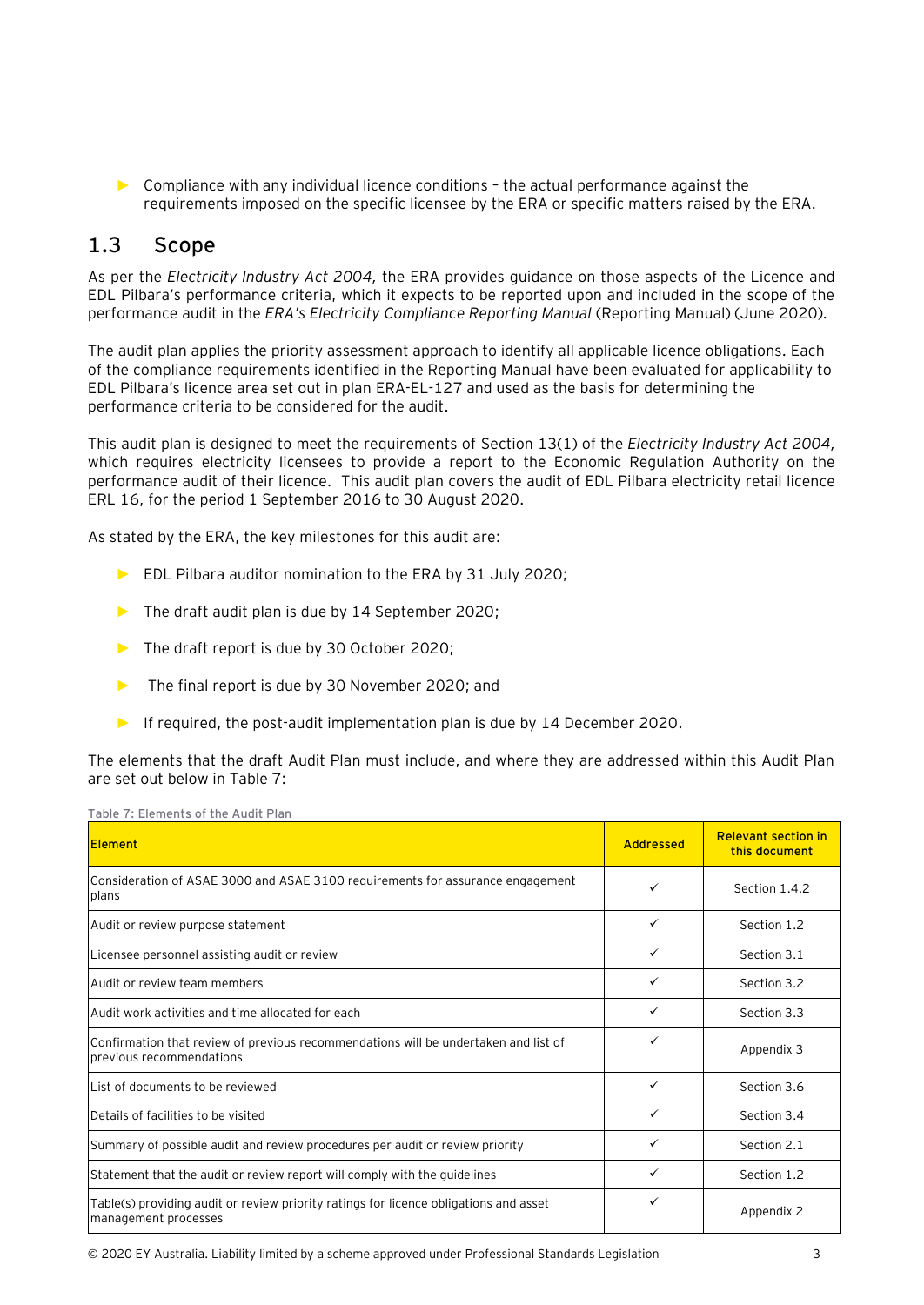- Compliance with any individual licence conditions – the actual performance against the requirements imposed on the specific licensee by the ERA or specific matters raised by the ERA.

## 1.3 Scope

As per the *Electricity Industry Act 2004,* the ERA provides guidance on those aspects of the Licence and EDL Pilbara's performance criteria, which it expects to be reported upon and included in the scope of the performance audit in the *ERA's Electricity Compliance Reporting Manual* (Reporting Manual) (June 2020).

The audit plan applies the priority assessment approach to identify all applicable licence obligations. Each of the compliance requirements identified in the Reporting Manual have been evaluated for applicability to EDL Pilbara's licence area set out in plan ERA-EL-127 and used as the basis for determining the performance criteria to be considered for the audit.

This audit plan is designed to meet the requirements of Section 13(1) of the *Electricity Industry Act 2004,* which requires electricity licensees to provide a report to the Economic Regulation Authority on the performance audit of their licence. This audit plan covers the audit of EDL Pilbara electricity retail licence ERL 16, for the period 1 September 2016 to 30 August 2020.

As stated by the ERA, the key milestones for this audit are:

- EDL Pilbara auditor nomination to the ERA by 31 July 2020;
- The draft audit plan is due by 14 September 2020;
- The draft report is due by 30 October 2020;
- The final report is due by 30 November 2020; and
- If required, the post-audit implementation plan is due by 14 December 2020.

The elements that the draft Audit Plan must include, and where they are addressed within this Audit Plan are set out below in Table 7:

Table 7: Elements of the Audit Plan

| Element | Addressed | Relevant section in this document |
|---|---|---|
| Consideration of ASAE 3000 and ASAE 3100 requirements for assurance engagement plans | ✓ | Section 1.4.2 |
| Audit or review purpose statement | ✓ | Section 1.2 |
| Licensee personnel assisting audit or review | ✓ | Section 3.1 |
| Audit or review team members | ✓ | Section 3.2 |
| Audit work activities and time allocated for each | ✓ | Section 3.3 |
| Confirmation that review of previous recommendations will be undertaken and list of previous recommendations | ✓ | Appendix 3 |
| List of documents to be reviewed | ✓ | Section 3.6 |
| Details of facilities to be visited | ✓ | Section 3.4 |
| Summary of possible audit and review procedures per audit or review priority | ✓ | Section 2.1 |
| Statement that the audit or review report will comply with the guidelines | ✓ | Section 1.2 |
| Table(s) providing audit or review priority ratings for licence obligations and asset management processes | ✓ | Appendix 2 |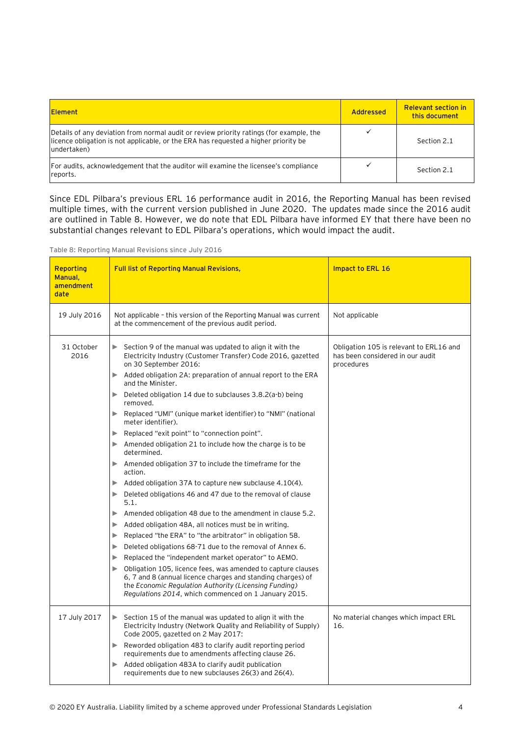| Element | Addressed | Relevant section in this document |
| --- | --- | --- |
| Details of any deviation from normal audit or review priority ratings (for example, the licence obligation is not applicable, or the ERA has requested a higher priority be undertaken) | ✓ | Section 2.1 |
| For audits, acknowledgement that the auditor will examine the licensee's compliance reports. | ✓ | Section 2.1 |

Since EDL Pilbara's previous ERL 16 performance audit in 2016, the Reporting Manual has been revised multiple times, with the current version published in June 2020. The updates made since the 2016 audit are outlined in Table 8. However, we do note that EDL Pilbara have informed EY that there have been no substantial changes relevant to EDL Pilbara's operations, which would impact the audit.

Table 8: Reporting Manual Revisions since July 2016

| Reporting Manual, amendment date | Full list of Reporting Manual Revisions, | Impact to ERL 16 |
| --- | --- | --- |
| 19 July 2016 | Not applicable - this version of the Reporting Manual was current at the commencement of the previous audit period. | Not applicable |
| 31 October 2016 | ▶ Section 9 of the manual was updated to align it with the Electricity Industry (Customer Transfer) Code 2016, gazetted on 30 September 2016:<br>▶ Added obligation 2A: preparation of annual report to the ERA and the Minister.<br>▶ Deleted obligation 14 due to subclauses 3.8.2(a-b) being removed.<br>▶ Replaced "UMI" (unique market identifier) to "NMI" (national meter identifier).<br>▶ Replaced "exit point" to "connection point".<br>▶ Amended obligation 21 to include how the charge is to be determined.<br>▶ Amended obligation 37 to include the timeframe for the action.<br>▶ Added obligation 37A to capture new subclause 4.10(4).<br>▶ Deleted obligations 46 and 47 due to the removal of clause 5.1.<br>▶ Amended obligation 48 due to the amendment in clause 5.2.<br>▶ Added obligation 48A, all notices must be in writing.<br>▶ Replaced "the ERA" to "the arbitrator" in obligation 58.<br>▶ Deleted obligations 68-71 due to the removal of Annex 6.<br>▶ Replaced the "independent market operator" to AEMO.<br>▶ Obligation 105, licence fees, was amended to capture clauses 6, 7 and 8 (annual licence charges and standing charges) of the *Economic Regulation Authority (Licensing Funding) Regulations 2014*, which commenced on 1 January 2015. | Obligation 105 is relevant to ERL16 and has been considered in our audit procedures |
| 17 July 2017 | ▶ Section 15 of the manual was updated to align it with the Electricity Industry (Network Quality and Reliability of Supply) Code 2005, gazetted on 2 May 2017:<br>▶ Reworded obligation 483 to clarify audit reporting period requirements due to amendments affecting clause 26.<br>▶ Added obligation 483A to clarify audit publication requirements due to new subclauses 26(3) and 26(4). | No material changes which impact ERL 16. |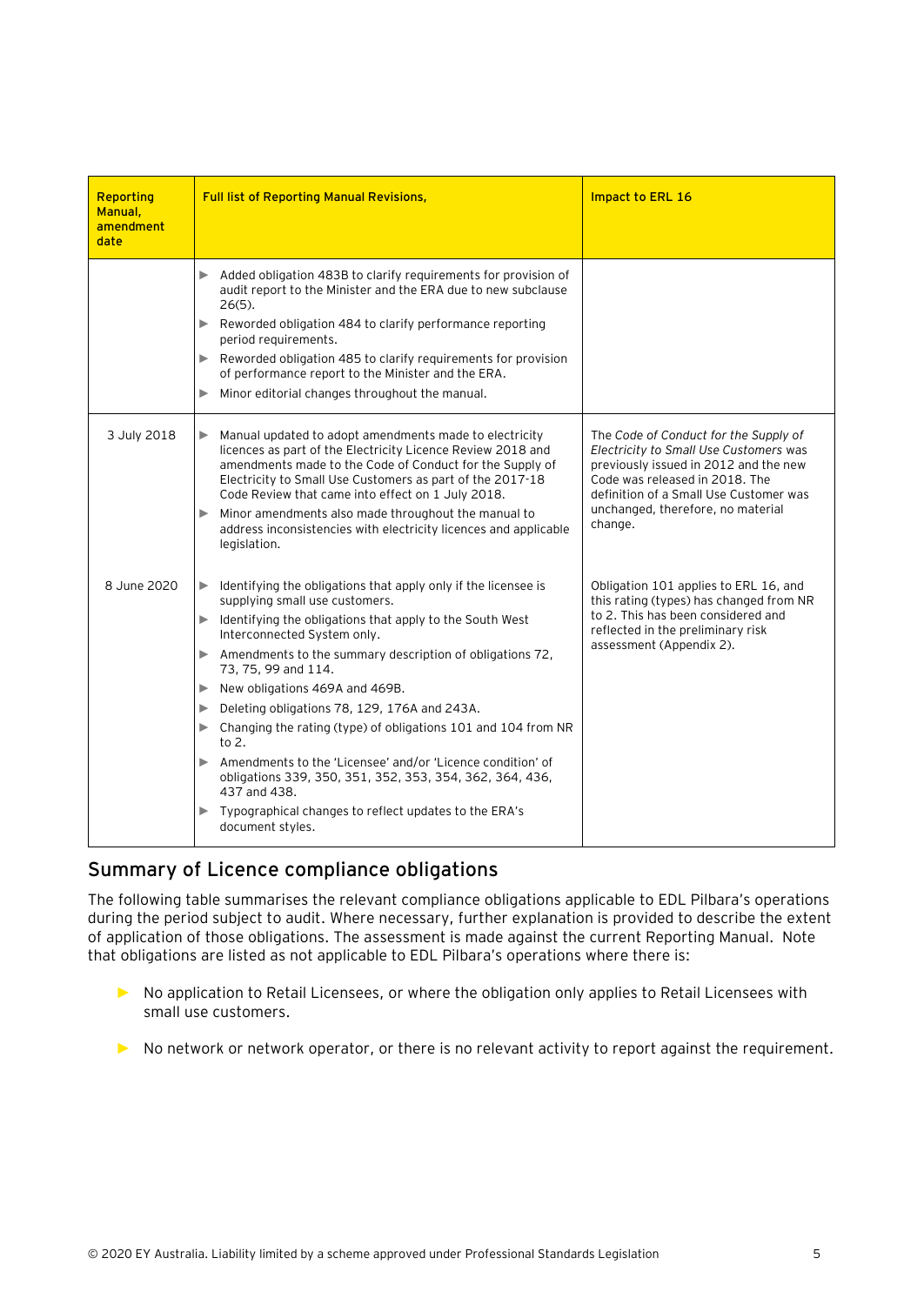| Reporting Manual, amendment date | Full list of Reporting Manual Revisions, | Impact to ERL 16 |
|---|---|---|
| | ▶ Added obligation 483B to clarify requirements for provision of audit report to the Minister and the ERA due to new subclause 26(5).<br>▶ Reworded obligation 484 to clarify performance reporting period requirements.<br>▶ Reworded obligation 485 to clarify requirements for provision of performance report to the Minister and the ERA.<br>▶ Minor editorial changes throughout the manual. | |
| 3 July 2018 | ▶ Manual updated to adopt amendments made to electricity licences as part of the Electricity Licence Review 2018 and amendments made to the Code of Conduct for the Supply of Electricity to Small Use Customers as part of the 2017-18 Code Review that came into effect on 1 July 2018.<br>▶ Minor amendments also made throughout the manual to address inconsistencies with electricity licences and applicable legislation. | The *Code of Conduct for the Supply of Electricity to Small Use Customers* was previously issued in 2012 and the new Code was released in 2018. The definition of a Small Use Customer was unchanged, therefore, no material change. |
| 8 June 2020 | ▶ Identifying the obligations that apply only if the licensee is supplying small use customers.<br>▶ Identifying the obligations that apply to the South West Interconnected System only.<br>▶ Amendments to the summary description of obligations 72, 73, 75, 99 and 114.<br>▶ New obligations 469A and 469B.<br>▶ Deleting obligations 78, 129, 176A and 243A.<br>▶ Changing the rating (type) of obligations 101 and 104 from NR to 2.<br>▶ Amendments to the 'Licensee' and/or 'Licence condition' of obligations 339, 350, 351, 352, 353, 354, 362, 364, 436, 437 and 438.<br>▶ Typographical changes to reflect updates to the ERA's document styles. | Obligation 101 applies to ERL 16, and this rating (types) has changed from NR to 2. This has been considered and reflected in the preliminary risk assessment (Appendix 2). |

## Summary of Licence compliance obligations

The following table summarises the relevant compliance obligations applicable to EDL Pilbara's operations during the period subject to audit. Where necessary, further explanation is provided to describe the extent of application of those obligations. The assessment is made against the current Reporting Manual. Note that obligations are listed as not applicable to EDL Pilbara's operations where there is:

- No application to Retail Licensees, or where the obligation only applies to Retail Licensees with small use customers.
- No network or network operator, or there is no relevant activity to report against the requirement.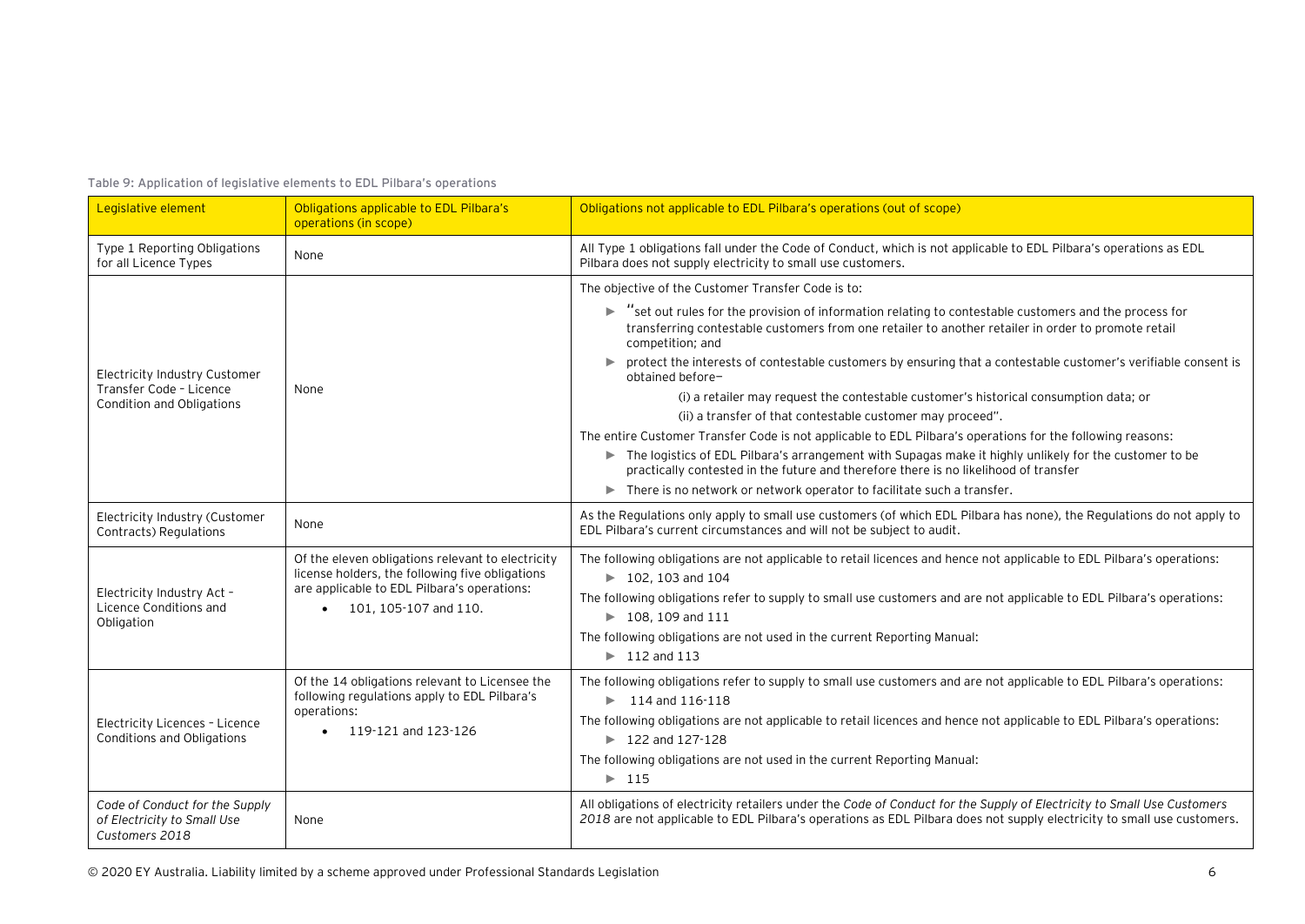Table 9: Application of legislative elements to EDL Pilbara's operations

| Legislative element | Obligations applicable to EDL Pilbara's operations (in scope) | Obligations not applicable to EDL Pilbara's operations (out of scope) |
| --- | --- | --- |
| Type 1 Reporting Obligations for all Licence Types | None | All Type 1 obligations fall under the Code of Conduct, which is not applicable to EDL Pilbara's operations as EDL Pilbara does not supply electricity to small use customers. |
| Electricity Industry Customer Transfer Code – Licence Condition and Obligations | None | The objective of the Customer Transfer Code is to:<br>► "set out rules for the provision of information relating to contestable customers and the process for transferring contestable customers from one retailer to another retailer in order to promote retail competition; and<br>► protect the interests of contestable customers by ensuring that a contestable customer's verifiable consent is obtained before—<br>(i) a retailer may request the contestable customer's historical consumption data; or<br>(ii) a transfer of that contestable customer may proceed".<br>The entire Customer Transfer Code is not applicable to EDL Pilbara's operations for the following reasons:<br>► The logistics of EDL Pilbara's arrangement with Supagas make it highly unlikely for the customer to be practically contested in the future and therefore there is no likelihood of transfer<br>► There is no network or network operator to facilitate such a transfer. |
| Electricity Industry (Customer Contracts) Regulations | None | As the Regulations only apply to small use customers (of which EDL Pilbara has none), the Regulations do not apply to EDL Pilbara's current circumstances and will not be subject to audit. |
| Electricity Industry Act – Licence Conditions and Obligation | Of the eleven obligations relevant to electricity license holders, the following five obligations are applicable to EDL Pilbara's operations:<br>• 101, 105-107 and 110. | The following obligations are not applicable to retail licences and hence not applicable to EDL Pilbara's operations:<br>► 102, 103 and 104<br>The following obligations refer to supply to small use customers and are not applicable to EDL Pilbara's operations:<br>► 108, 109 and 111<br>The following obligations are not used in the current Reporting Manual:<br>► 112 and 113 |
| Electricity Licences – Licence Conditions and Obligations | Of the 14 obligations relevant to Licensee the following regulations apply to EDL Pilbara's operations:<br>• 119-121 and 123-126 | The following obligations refer to supply to small use customers and are not applicable to EDL Pilbara's operations:<br>► 114 and 116-118<br>The following obligations are not applicable to retail licences and hence not applicable to EDL Pilbara's operations:<br>► 122 and 127-128<br>The following obligations are not used in the current Reporting Manual:<br>► 115 |
| *Code of Conduct for the Supply of Electricity to Small Use Customers 2018* | None | All obligations of electricity retailers under the *Code of Conduct for the Supply of Electricity to Small Use Customers 2018* are not applicable to EDL Pilbara's operations as EDL Pilbara does not supply electricity to small use customers. |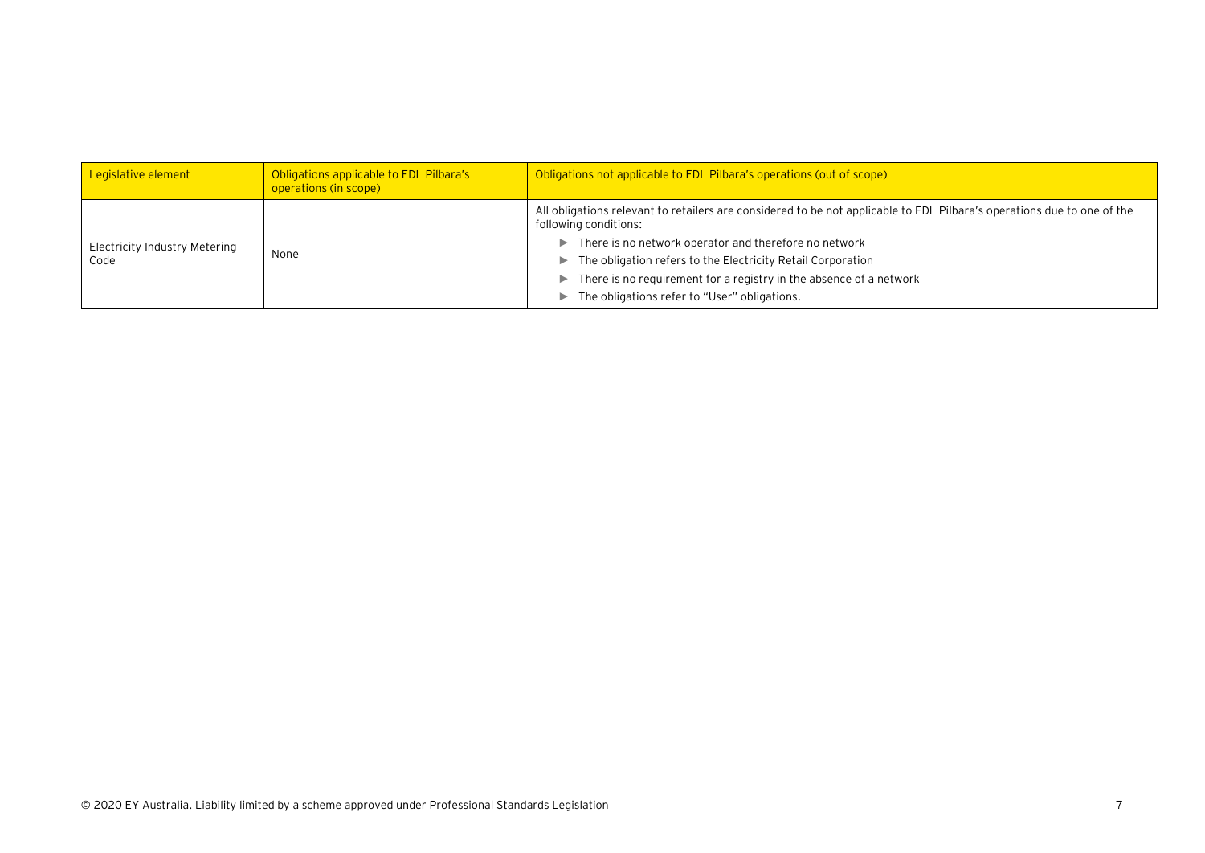| Legislative element | Obligations applicable to EDL Pilbara's operations (in scope) | Obligations not applicable to EDL Pilbara's operations (out of scope) |
| --- | --- | --- |
| Electricity Industry Metering Code | None | All obligations relevant to retailers are considered to be not applicable to EDL Pilbara's operations due to one of the following conditions:<br>► There is no network operator and therefore no network<br>► The obligation refers to the Electricity Retail Corporation<br>► There is no requirement for a registry in the absence of a network<br>► The obligations refer to "User" obligations. |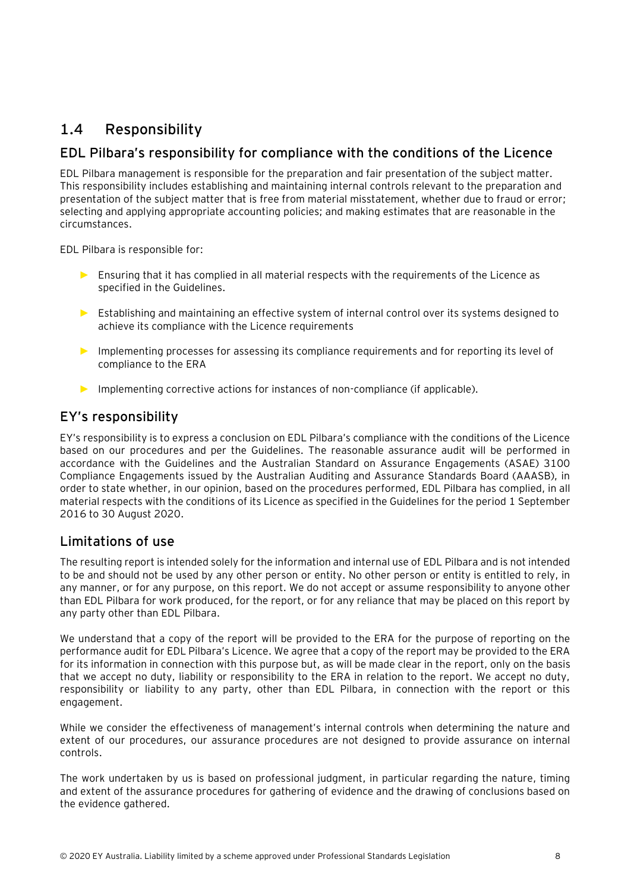## 1.4 Responsibility

### EDL Pilbara's responsibility for compliance with the conditions of the Licence

EDL Pilbara management is responsible for the preparation and fair presentation of the subject matter. This responsibility includes establishing and maintaining internal controls relevant to the preparation and presentation of the subject matter that is free from material misstatement, whether due to fraud or error; selecting and applying appropriate accounting policies; and making estimates that are reasonable in the circumstances.

EDL Pilbara is responsible for:

- Ensuring that it has complied in all material respects with the requirements of the Licence as specified in the Guidelines.
- Establishing and maintaining an effective system of internal control over its systems designed to achieve its compliance with the Licence requirements
- Implementing processes for assessing its compliance requirements and for reporting its level of compliance to the ERA
- Implementing corrective actions for instances of non-compliance (if applicable).

### EY's responsibility

EY's responsibility is to express a conclusion on EDL Pilbara's compliance with the conditions of the Licence based on our procedures and per the Guidelines. The reasonable assurance audit will be performed in accordance with the Guidelines and the Australian Standard on Assurance Engagements (ASAE) 3100 Compliance Engagements issued by the Australian Auditing and Assurance Standards Board (AAASB), in order to state whether, in our opinion, based on the procedures performed, EDL Pilbara has complied, in all material respects with the conditions of its Licence as specified in the Guidelines for the period 1 September 2016 to 30 August 2020.

### Limitations of use

The resulting report is intended solely for the information and internal use of EDL Pilbara and is not intended to be and should not be used by any other person or entity. No other person or entity is entitled to rely, in any manner, or for any purpose, on this report. We do not accept or assume responsibility to anyone other than EDL Pilbara for work produced, for the report, or for any reliance that may be placed on this report by any party other than EDL Pilbara.

We understand that a copy of the report will be provided to the ERA for the purpose of reporting on the performance audit for EDL Pilbara's Licence. We agree that a copy of the report may be provided to the ERA for its information in connection with this purpose but, as will be made clear in the report, only on the basis that we accept no duty, liability or responsibility to the ERA in relation to the report. We accept no duty, responsibility or liability to any party, other than EDL Pilbara, in connection with the report or this engagement.

While we consider the effectiveness of management's internal controls when determining the nature and extent of our procedures, our assurance procedures are not designed to provide assurance on internal controls.

The work undertaken by us is based on professional judgment, in particular regarding the nature, timing and extent of the assurance procedures for gathering of evidence and the drawing of conclusions based on the evidence gathered.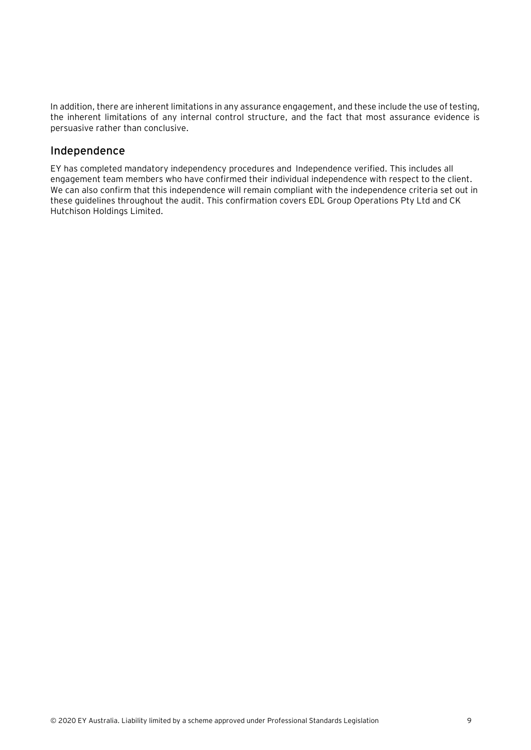In addition, there are inherent limitations in any assurance engagement, and these include the use of testing, the inherent limitations of any internal control structure, and the fact that most assurance evidence is persuasive rather than conclusive.

## Independence

EY has completed mandatory independency procedures and Independence verified. This includes all engagement team members who have confirmed their individual independence with respect to the client. We can also confirm that this independence will remain compliant with the independence criteria set out in these guidelines throughout the audit. This confirmation covers EDL Group Operations Pty Ltd and CK Hutchison Holdings Limited.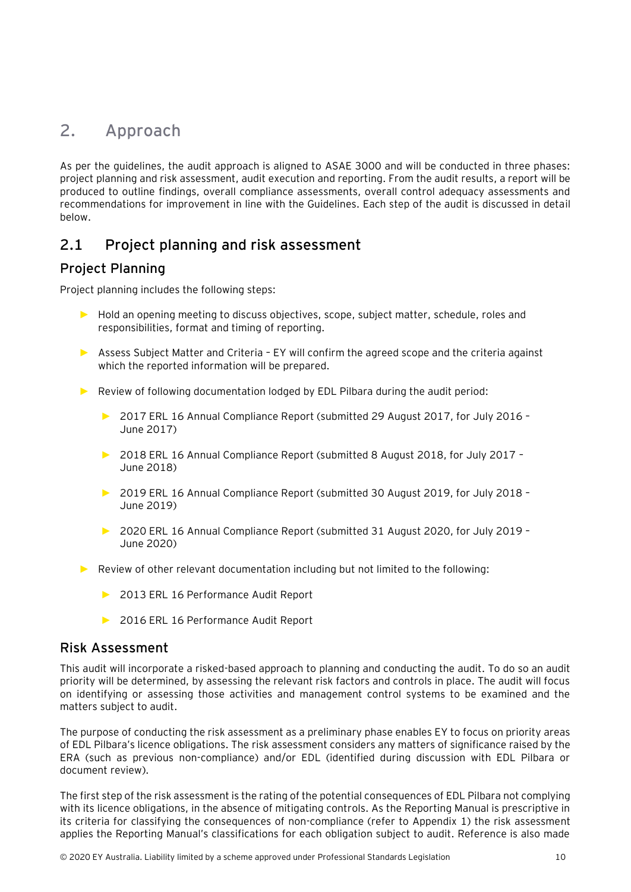# 2. Approach

As per the guidelines, the audit approach is aligned to ASAE 3000 and will be conducted in three phases: project planning and risk assessment, audit execution and reporting. From the audit results, a report will be produced to outline findings, overall compliance assessments, overall control adequacy assessments and recommendations for improvement in line with the Guidelines. Each step of the audit is discussed in detail below.

## 2.1 Project planning and risk assessment

### Project Planning

Project planning includes the following steps:

- Hold an opening meeting to discuss objectives, scope, subject matter, schedule, roles and responsibilities, format and timing of reporting.
- Assess Subject Matter and Criteria – EY will confirm the agreed scope and the criteria against which the reported information will be prepared.
- Review of following documentation lodged by EDL Pilbara during the audit period:
  - 2017 ERL 16 Annual Compliance Report (submitted 29 August 2017, for July 2016 – June 2017)
  - 2018 ERL 16 Annual Compliance Report (submitted 8 August 2018, for July 2017 – June 2018)
  - 2019 ERL 16 Annual Compliance Report (submitted 30 August 2019, for July 2018 – June 2019)
  - 2020 ERL 16 Annual Compliance Report (submitted 31 August 2020, for July 2019 – June 2020)
- Review of other relevant documentation including but not limited to the following:
  - 2013 ERL 16 Performance Audit Report
  - 2016 ERL 16 Performance Audit Report

### Risk Assessment

This audit will incorporate a risked-based approach to planning and conducting the audit. To do so an audit priority will be determined, by assessing the relevant risk factors and controls in place. The audit will focus on identifying or assessing those activities and management control systems to be examined and the matters subject to audit.

The purpose of conducting the risk assessment as a preliminary phase enables EY to focus on priority areas of EDL Pilbara's licence obligations. The risk assessment considers any matters of significance raised by the ERA (such as previous non-compliance) and/or EDL (identified during discussion with EDL Pilbara or document review).

The first step of the risk assessment is the rating of the potential consequences of EDL Pilbara not complying with its licence obligations, in the absence of mitigating controls. As the Reporting Manual is prescriptive in its criteria for classifying the consequences of non-compliance (refer to Appendix 1) the risk assessment applies the Reporting Manual's classifications for each obligation subject to audit. Reference is also made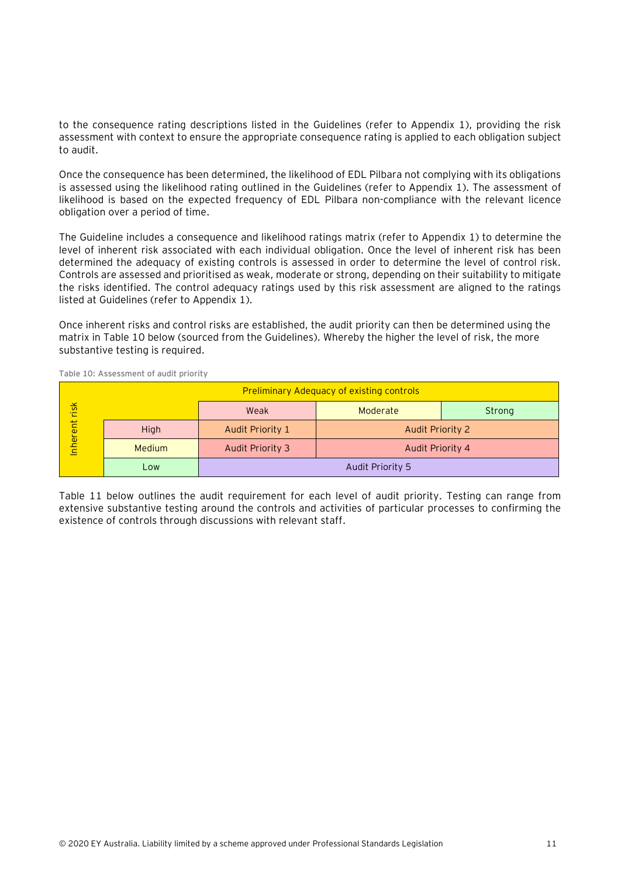to the consequence rating descriptions listed in the Guidelines (refer to Appendix 1), providing the risk assessment with context to ensure the appropriate consequence rating is applied to each obligation subject to audit.

Once the consequence has been determined, the likelihood of EDL Pilbara not complying with its obligations is assessed using the likelihood rating outlined in the Guidelines (refer to Appendix 1). The assessment of likelihood is based on the expected frequency of EDL Pilbara non-compliance with the relevant licence obligation over a period of time.

The Guideline includes a consequence and likelihood ratings matrix (refer to Appendix 1) to determine the level of inherent risk associated with each individual obligation. Once the level of inherent risk has been determined the adequacy of existing controls is assessed in order to determine the level of control risk. Controls are assessed and prioritised as weak, moderate or strong, depending on their suitability to mitigate the risks identified. The control adequacy ratings used by this risk assessment are aligned to the ratings listed at Guidelines (refer to Appendix 1).

Once inherent risks and control risks are established, the audit priority can then be determined using the matrix in Table 10 below (sourced from the Guidelines). Whereby the higher the level of risk, the more substantive testing is required.

Table 10: Assessment of audit priority

| | | Preliminary Adequacy of existing controls | | |
|---|---|---|---|---|
| | | Weak | Moderate | Strong |
| Inherent risk | High | Audit Priority 1 | Audit Priority 2 | |
| | Medium | Audit Priority 3 | Audit Priority 4 | |
| | Low | Audit Priority 5 | | |

Table 11 below outlines the audit requirement for each level of audit priority. Testing can range from extensive substantive testing around the controls and activities of particular processes to confirming the existence of controls through discussions with relevant staff.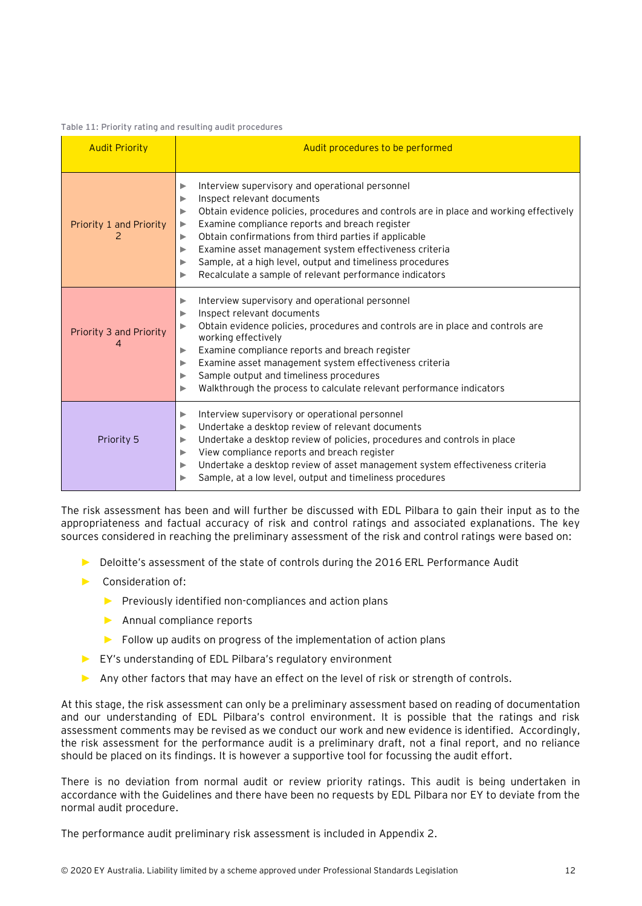Table 11: Priority rating and resulting audit procedures

| Audit Priority | Audit procedures to be performed |
|---|---|
| Priority 1 and Priority 2 | ▶ Interview supervisory and operational personnel<br>▶ Inspect relevant documents<br>▶ Obtain evidence policies, procedures and controls are in place and working effectively<br>▶ Examine compliance reports and breach register<br>▶ Obtain confirmations from third parties if applicable<br>▶ Examine asset management system effectiveness criteria<br>▶ Sample, at a high level, output and timeliness procedures<br>▶ Recalculate a sample of relevant performance indicators |
| Priority 3 and Priority 4 | ▶ Interview supervisory and operational personnel<br>▶ Inspect relevant documents<br>▶ Obtain evidence policies, procedures and controls are in place and controls are working effectively<br>▶ Examine compliance reports and breach register<br>▶ Examine asset management system effectiveness criteria<br>▶ Sample output and timeliness procedures<br>▶ Walkthrough the process to calculate relevant performance indicators |
| Priority 5 | ▶ Interview supervisory or operational personnel<br>▶ Undertake a desktop review of relevant documents<br>▶ Undertake a desktop review of policies, procedures and controls in place<br>▶ View compliance reports and breach register<br>▶ Undertake a desktop review of asset management system effectiveness criteria<br>▶ Sample, at a low level, output and timeliness procedures |

The risk assessment has been and will further be discussed with EDL Pilbara to gain their input as to the appropriateness and factual accuracy of risk and control ratings and associated explanations. The key sources considered in reaching the preliminary assessment of the risk and control ratings were based on:

- Deloitte's assessment of the state of controls during the 2016 ERL Performance Audit
- Consideration of:
  - Previously identified non-compliances and action plans
  - Annual compliance reports
  - Follow up audits on progress of the implementation of action plans
- EY's understanding of EDL Pilbara's regulatory environment
- Any other factors that may have an effect on the level of risk or strength of controls.

At this stage, the risk assessment can only be a preliminary assessment based on reading of documentation and our understanding of EDL Pilbara's control environment. It is possible that the ratings and risk assessment comments may be revised as we conduct our work and new evidence is identified. Accordingly, the risk assessment for the performance audit is a preliminary draft, not a final report, and no reliance should be placed on its findings. It is however a supportive tool for focussing the audit effort.

There is no deviation from normal audit or review priority ratings. This audit is being undertaken in accordance with the Guidelines and there have been no requests by EDL Pilbara nor EY to deviate from the normal audit procedure.

The performance audit preliminary risk assessment is included in Appendix 2.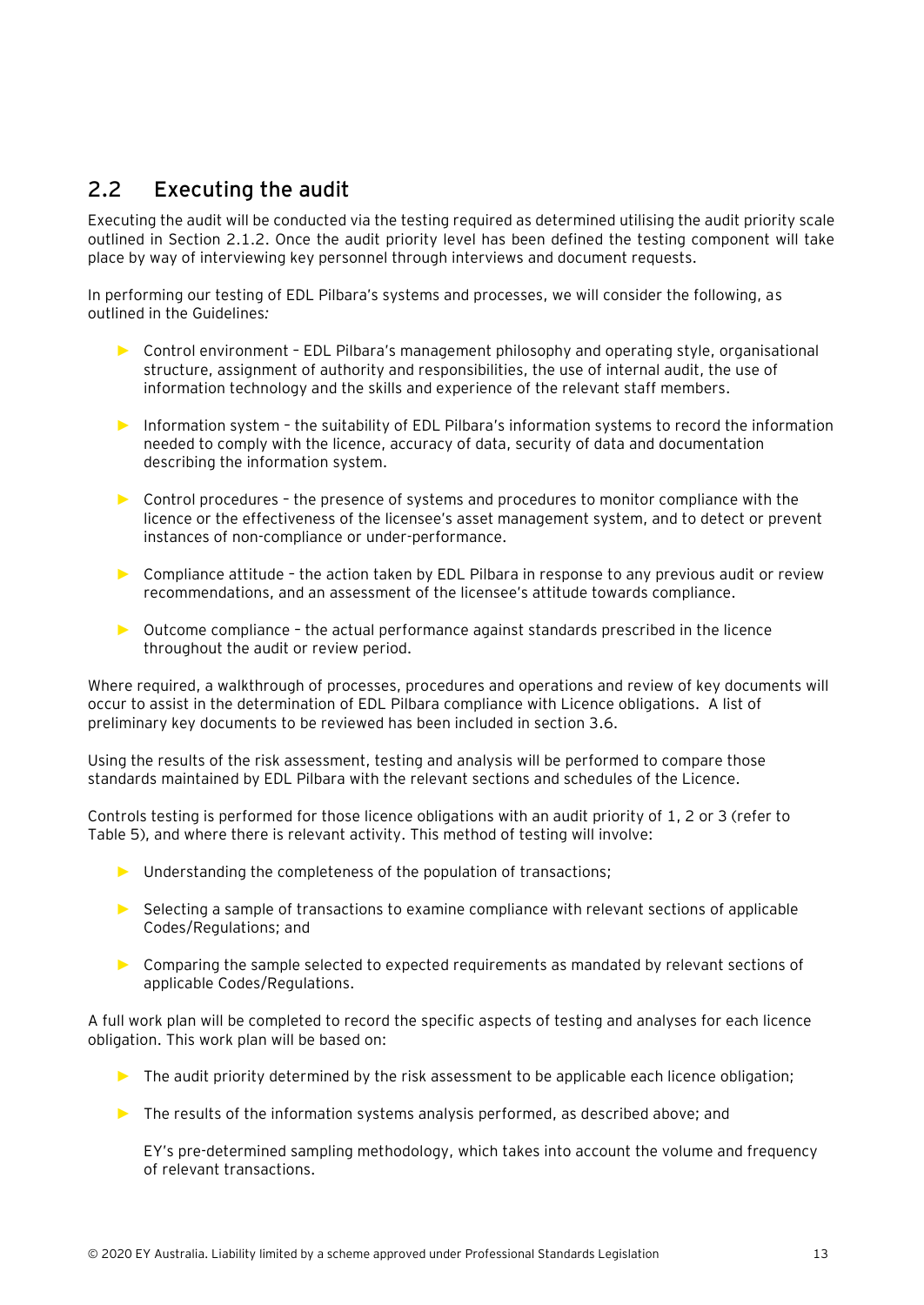## 2.2 Executing the audit

Executing the audit will be conducted via the testing required as determined utilising the audit priority scale outlined in Section 2.1.2. Once the audit priority level has been defined the testing component will take place by way of interviewing key personnel through interviews and document requests.

In performing our testing of EDL Pilbara's systems and processes, we will consider the following, as outlined in the Guidelines*:*

- Control environment – EDL Pilbara's management philosophy and operating style, organisational structure, assignment of authority and responsibilities, the use of internal audit, the use of information technology and the skills and experience of the relevant staff members.
- Information system – the suitability of EDL Pilbara's information systems to record the information needed to comply with the licence, accuracy of data, security of data and documentation describing the information system.
- Control procedures – the presence of systems and procedures to monitor compliance with the licence or the effectiveness of the licensee's asset management system, and to detect or prevent instances of non-compliance or under-performance.
- Compliance attitude – the action taken by EDL Pilbara in response to any previous audit or review recommendations, and an assessment of the licensee's attitude towards compliance.
- Outcome compliance – the actual performance against standards prescribed in the licence throughout the audit or review period.

Where required, a walkthrough of processes, procedures and operations and review of key documents will occur to assist in the determination of EDL Pilbara compliance with Licence obligations. A list of preliminary key documents to be reviewed has been included in section 3.6.

Using the results of the risk assessment, testing and analysis will be performed to compare those standards maintained by EDL Pilbara with the relevant sections and schedules of the Licence.

Controls testing is performed for those licence obligations with an audit priority of 1, 2 or 3 (refer to Table 5), and where there is relevant activity. This method of testing will involve:

- Understanding the completeness of the population of transactions;
- Selecting a sample of transactions to examine compliance with relevant sections of applicable Codes/Regulations; and
- Comparing the sample selected to expected requirements as mandated by relevant sections of applicable Codes/Regulations.

A full work plan will be completed to record the specific aspects of testing and analyses for each licence obligation. This work plan will be based on:

- The audit priority determined by the risk assessment to be applicable each licence obligation;
- The results of the information systems analysis performed, as described above; and

  EY's pre-determined sampling methodology, which takes into account the volume and frequency of relevant transactions.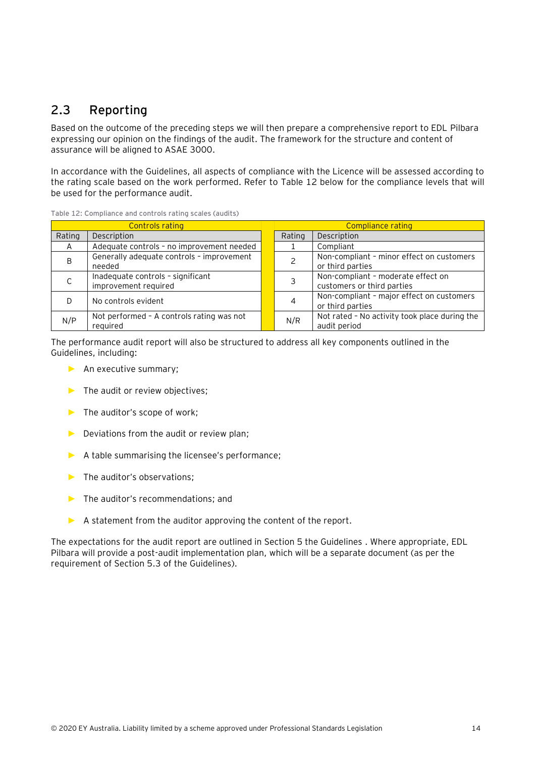## 2.3 Reporting

Based on the outcome of the preceding steps we will then prepare a comprehensive report to EDL Pilbara expressing our opinion on the findings of the audit. The framework for the structure and content of assurance will be aligned to ASAE 3000.

In accordance with the Guidelines, all aspects of compliance with the Licence will be assessed according to the rating scale based on the work performed. Refer to Table 12 below for the compliance levels that will be used for the performance audit.

Table 12: Compliance and controls rating scales (audits)

| Controls rating | | | Compliance rating | |
|---|---|---|---|---|
| Rating | Description | | Rating | Description |
| A | Adequate controls – no improvement needed | | 1 | Compliant |
| B | Generally adequate controls – improvement needed | | 2 | Non-compliant – minor effect on customers or third parties |
| C | Inadequate controls – significant improvement required | | 3 | Non-compliant – moderate effect on customers or third parties |
| D | No controls evident | | 4 | Non-compliant – major effect on customers or third parties |
| N/P | Not performed – A controls rating was not required | | N/R | Not rated – No activity took place during the audit period |

The performance audit report will also be structured to address all key components outlined in the Guidelines, including:

- An executive summary;
- The audit or review objectives;
- The auditor's scope of work;
- Deviations from the audit or review plan;
- A table summarising the licensee's performance;
- The auditor's observations;
- The auditor's recommendations; and
- A statement from the auditor approving the content of the report.

The expectations for the audit report are outlined in Section 5 the Guidelines . Where appropriate, EDL Pilbara will provide a post-audit implementation plan, which will be a separate document (as per the requirement of Section 5.3 of the Guidelines).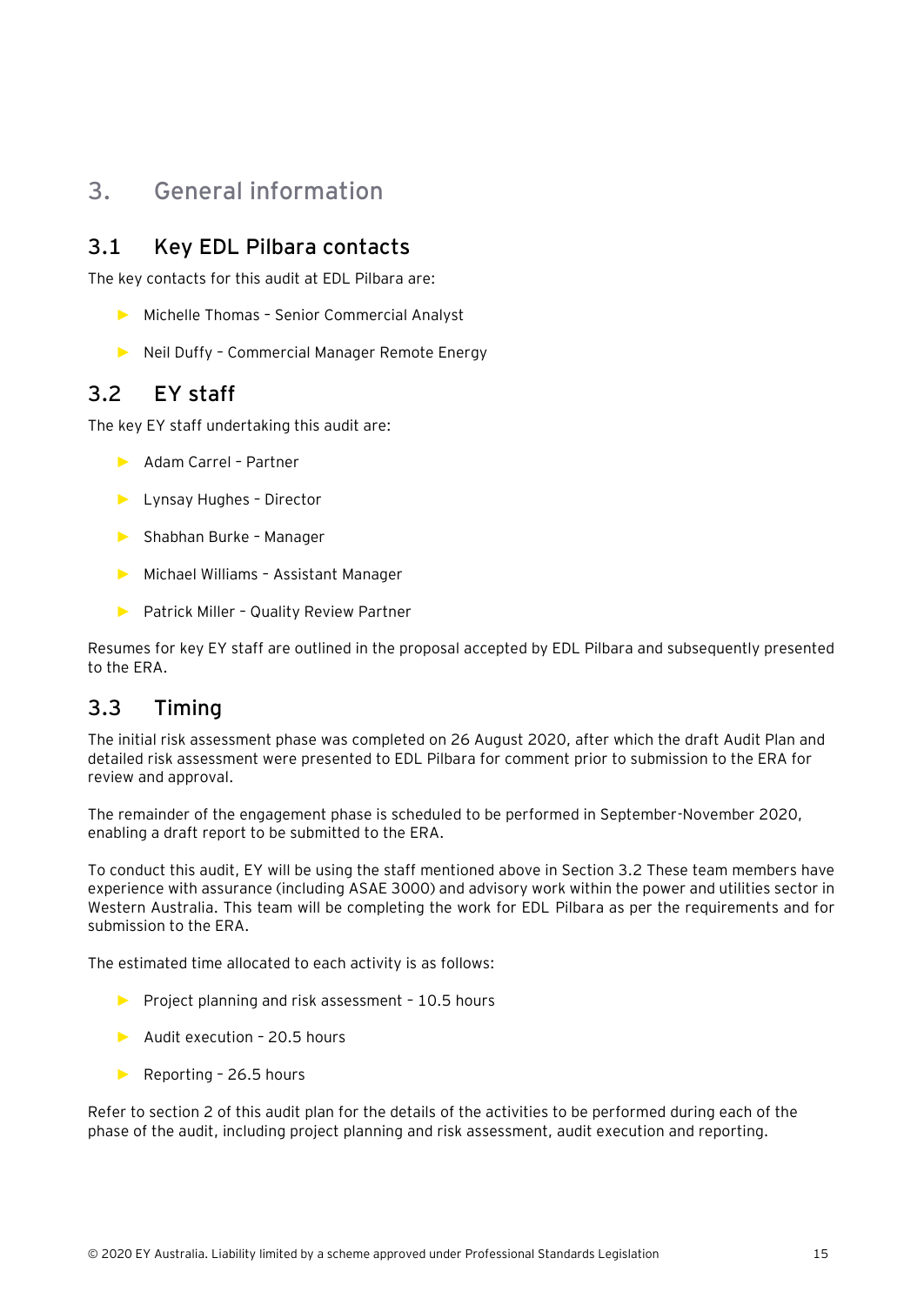# 3. General information

## 3.1 Key EDL Pilbara contacts

The key contacts for this audit at EDL Pilbara are:

- Michelle Thomas – Senior Commercial Analyst
- Neil Duffy – Commercial Manager Remote Energy

## 3.2 EY staff

The key EY staff undertaking this audit are:

- Adam Carrel – Partner
- Lynsay Hughes – Director
- Shabhan Burke – Manager
- Michael Williams – Assistant Manager
- Patrick Miller – Quality Review Partner

Resumes for key EY staff are outlined in the proposal accepted by EDL Pilbara and subsequently presented to the ERA.

## 3.3 Timing

The initial risk assessment phase was completed on 26 August 2020, after which the draft Audit Plan and detailed risk assessment were presented to EDL Pilbara for comment prior to submission to the ERA for review and approval.

The remainder of the engagement phase is scheduled to be performed in September-November 2020, enabling a draft report to be submitted to the ERA.

To conduct this audit, EY will be using the staff mentioned above in Section 3.2 These team members have experience with assurance (including ASAE 3000) and advisory work within the power and utilities sector in Western Australia. This team will be completing the work for EDL Pilbara as per the requirements and for submission to the ERA.

The estimated time allocated to each activity is as follows:

- Project planning and risk assessment – 10.5 hours
- Audit execution – 20.5 hours
- Reporting – 26.5 hours

Refer to section 2 of this audit plan for the details of the activities to be performed during each of the phase of the audit, including project planning and risk assessment, audit execution and reporting.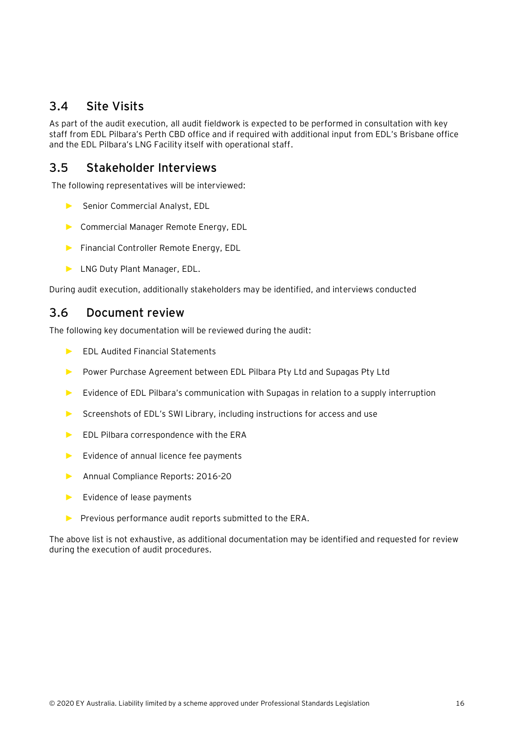## 3.4 Site Visits

As part of the audit execution, all audit fieldwork is expected to be performed in consultation with key staff from EDL Pilbara's Perth CBD office and if required with additional input from EDL's Brisbane office and the EDL Pilbara's LNG Facility itself with operational staff.

## 3.5 Stakeholder Interviews

The following representatives will be interviewed:

- Senior Commercial Analyst, EDL
- Commercial Manager Remote Energy, EDL
- Financial Controller Remote Energy, EDL
- LNG Duty Plant Manager, EDL.

During audit execution, additionally stakeholders may be identified, and interviews conducted

## 3.6 Document review

The following key documentation will be reviewed during the audit:

- EDL Audited Financial Statements
- Power Purchase Agreement between EDL Pilbara Pty Ltd and Supagas Pty Ltd
- Evidence of EDL Pilbara's communication with Supagas in relation to a supply interruption
- Screenshots of EDL's SWI Library, including instructions for access and use
- EDL Pilbara correspondence with the ERA
- Evidence of annual licence fee payments
- Annual Compliance Reports: 2016-20
- Evidence of lease payments
- Previous performance audit reports submitted to the ERA.

The above list is not exhaustive, as additional documentation may be identified and requested for review during the execution of audit procedures.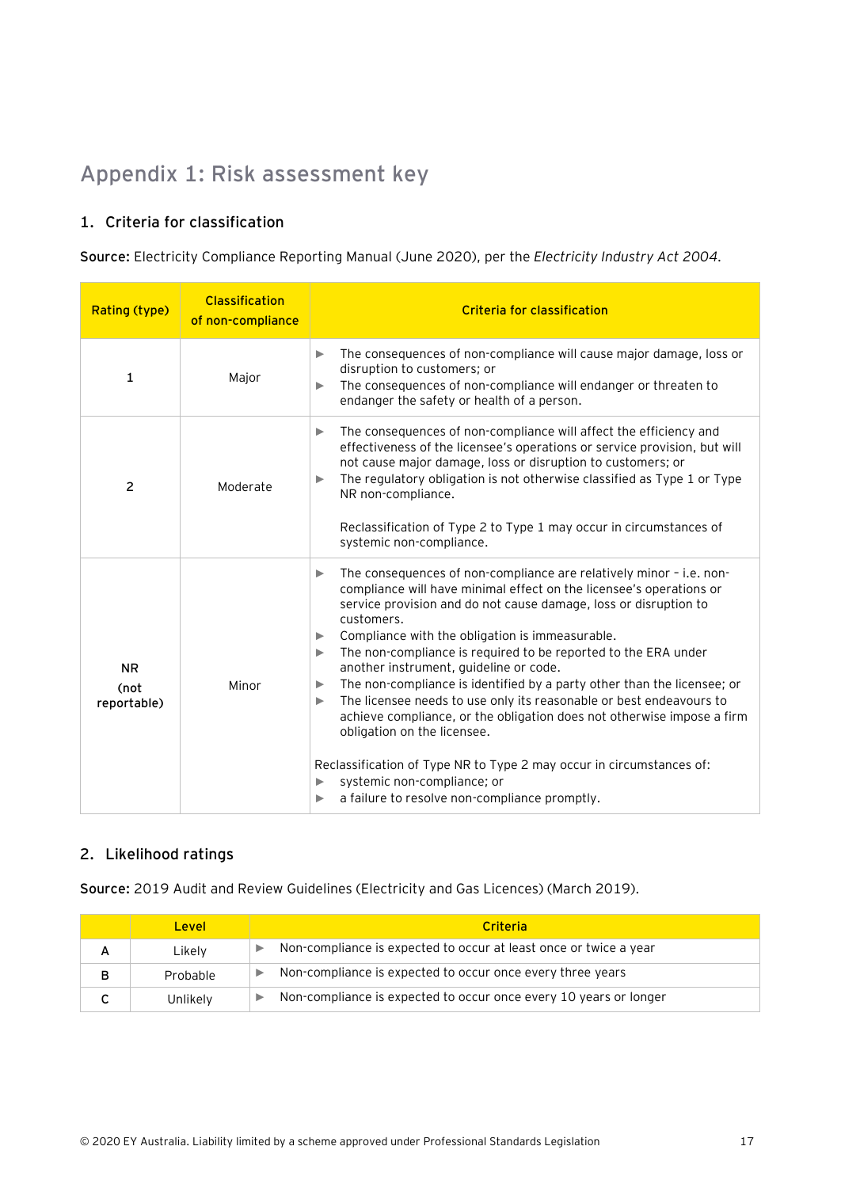# Appendix 1: Risk assessment key

## 1. Criteria for classification

**Source:** Electricity Compliance Reporting Manual (June 2020), per the *Electricity Industry Act 2004*.

| Rating (type) | Classification of non-compliance | Criteria for classification |
|---|---|---|
| 1 | Major | ▶ The consequences of non-compliance will cause major damage, loss or disruption to customers; or<br>▶ The consequences of non-compliance will endanger or threaten to endanger the safety or health of a person. |
| 2 | Moderate | ▶ The consequences of non-compliance will affect the efficiency and effectiveness of the licensee's operations or service provision, but will not cause major damage, loss or disruption to customers; or<br>▶ The regulatory obligation is not otherwise classified as Type 1 or Type NR non-compliance.<br><br>Reclassification of Type 2 to Type 1 may occur in circumstances of systemic non-compliance. |
| NR (not reportable) | Minor | ▶ The consequences of non-compliance are relatively minor – i.e. non-compliance will have minimal effect on the licensee's operations or service provision and do not cause damage, loss or disruption to customers.<br>▶ Compliance with the obligation is immeasurable.<br>▶ The non-compliance is required to be reported to the ERA under another instrument, guideline or code.<br>▶ The non-compliance is identified by a party other than the licensee; or<br>▶ The licensee needs to use only its reasonable or best endeavours to achieve compliance, or the obligation does not otherwise impose a firm obligation on the licensee.<br><br>Reclassification of Type NR to Type 2 may occur in circumstances of:<br>▶ systemic non-compliance; or<br>▶ a failure to resolve non-compliance promptly. |

## 2. Likelihood ratings

**Source:** 2019 Audit and Review Guidelines (Electricity and Gas Licences) (March 2019).

| | Level | Criteria |
|---|---|---|
| A | Likely | ▶ Non-compliance is expected to occur at least once or twice a year |
| B | Probable | ▶ Non-compliance is expected to occur once every three years |
| C | Unlikely | ▶ Non-compliance is expected to occur once every 10 years or longer |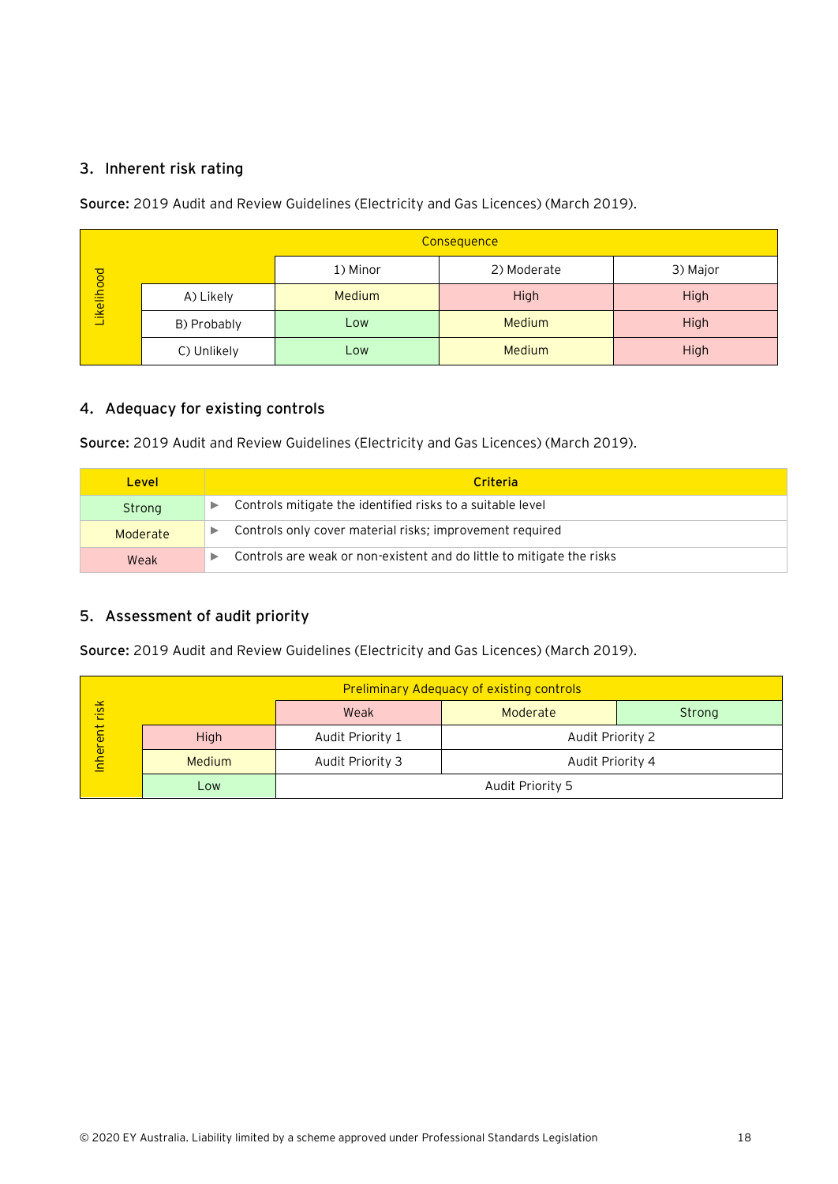### 3. Inherent risk rating

**Source:** 2019 Audit and Review Guidelines (Electricity and Gas Licences) (March 2019).

| Likelihood | | Consequence | | |
|---|---|---|---|---|
| | | 1) Minor | 2) Moderate | 3) Major |
| | A) Likely | Medium | High | High |
| | B) Probably | Low | Medium | High |
| | C) Unlikely | Low | Medium | High |

### 4. Adequacy for existing controls

**Source:** 2019 Audit and Review Guidelines (Electricity and Gas Licences) (March 2019).

| Level | Criteria |
|---|---|
| Strong | ▶ Controls mitigate the identified risks to a suitable level |
| Moderate | ▶ Controls only cover material risks; improvement required |
| Weak | ▶ Controls are weak or non-existent and do little to mitigate the risks |

### 5. Assessment of audit priority

**Source:** 2019 Audit and Review Guidelines (Electricity and Gas Licences) (March 2019).

| Inherent risk | | Preliminary Adequacy of existing controls | | |
|---|---|---|---|---|
| | | Weak | Moderate | Strong |
| | High | Audit Priority 1 | Audit Priority 2 | |
| | Medium | Audit Priority 3 | Audit Priority 4 | |
| | Low | Audit Priority 5 | | |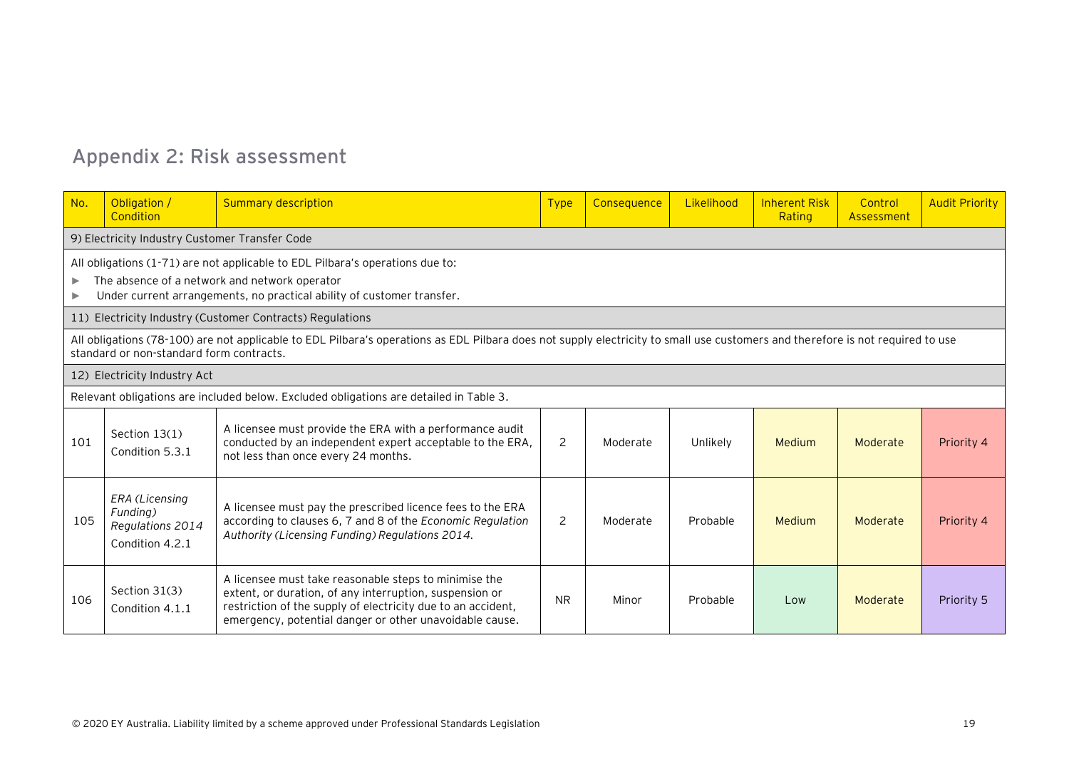## Appendix 2: Risk assessment

| No. | Obligation / Condition | Summary description | Type | Consequence | Likelihood | Inherent Risk Rating | Control Assessment | Audit Priority |
|---|---|---|---|---|---|---|---|---|
| 9) Electricity Industry Customer Transfer Code | | | | | | | | |
| All obligations (1-71) are not applicable to EDL Pilbara's operations due to: ► The absence of a network and network operator ► Under current arrangements, no practical ability of customer transfer. | | | | | | | | |
| 11) Electricity Industry (Customer Contracts) Regulations | | | | | | | | |
| All obligations (78-100) are not applicable to EDL Pilbara's operations as EDL Pilbara does not supply electricity to small use customers and therefore is not required to use standard or non-standard form contracts. | | | | | | | | |
| 12) Electricity Industry Act | | | | | | | | |
| Relevant obligations are included below. Excluded obligations are detailed in Table 3. | | | | | | | | |
| 101 | Section 13(1) Condition 5.3.1 | A licensee must provide the ERA with a performance audit conducted by an independent expert acceptable to the ERA, not less than once every 24 months. | 2 | Moderate | Unlikely | Medium | Moderate | Priority 4 |
| 105 | *ERA (Licensing Funding) Regulations 2014* Condition 4.2.1 | A licensee must pay the prescribed licence fees to the ERA according to clauses 6, 7 and 8 of the *Economic Regulation Authority (Licensing Funding) Regulations 2014.* | 2 | Moderate | Probable | Medium | Moderate | Priority 4 |
| 106 | Section 31(3) Condition 4.1.1 | A licensee must take reasonable steps to minimise the extent, or duration, of any interruption, suspension or restriction of the supply of electricity due to an accident, emergency, potential danger or other unavoidable cause. | NR | Minor | Probable | Low | Moderate | Priority 5 |

© 2020 EY Australia. Liability limited by a scheme approved under Professional Standards Legislation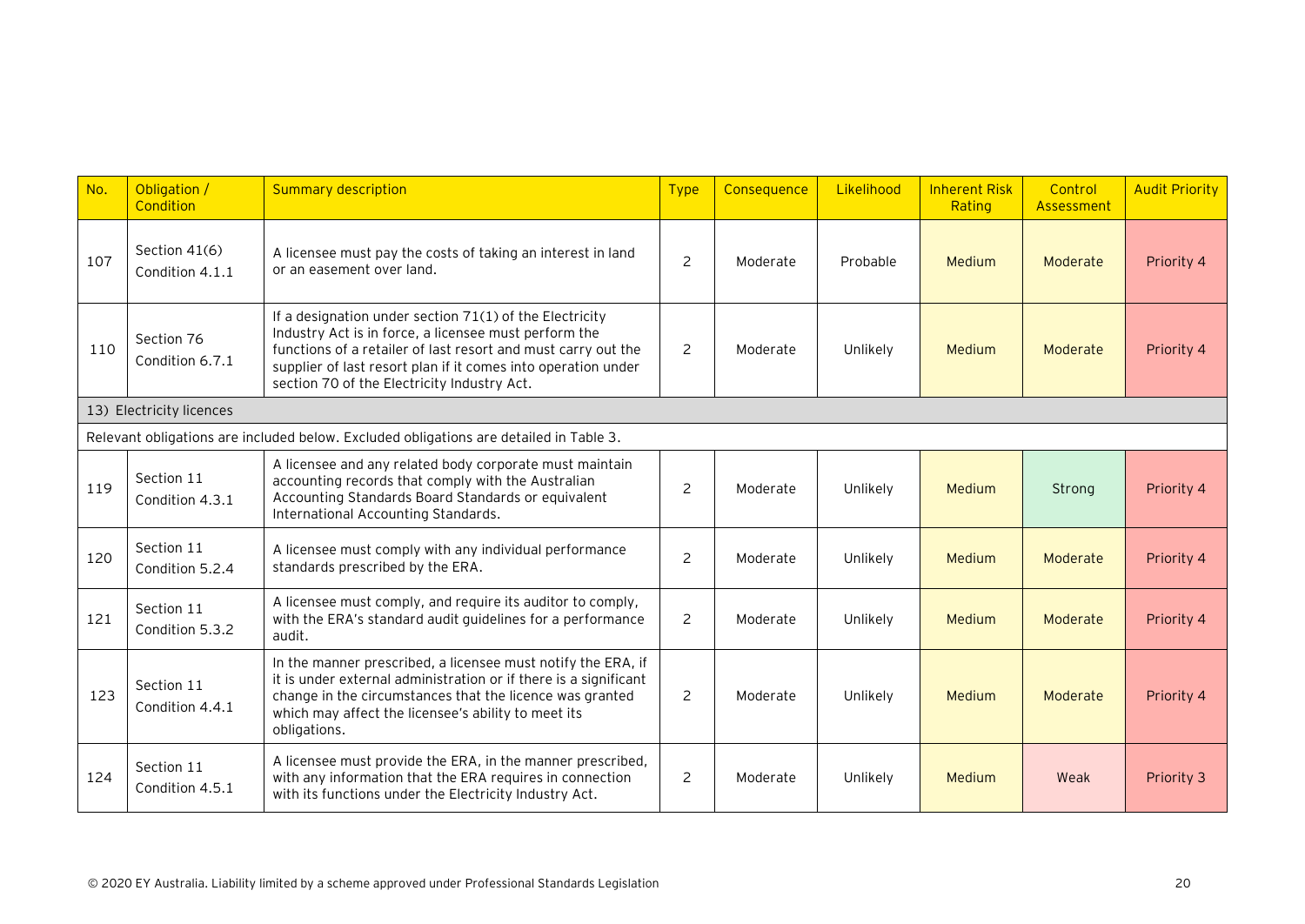| No. | Obligation / Condition | Summary description | Type | Consequence | Likelihood | Inherent Risk Rating | Control Assessment | Audit Priority |
|---|---|---|---|---|---|---|---|---|
| 107 | Section 41(6) Condition 4.1.1 | A licensee must pay the costs of taking an interest in land or an easement over land. | 2 | Moderate | Probable | Medium | Moderate | Priority 4 |
| 110 | Section 76 Condition 6.7.1 | If a designation under section 71(1) of the Electricity Industry Act is in force, a licensee must perform the functions of a retailer of last resort and must carry out the supplier of last resort plan if it comes into operation under section 70 of the Electricity Industry Act. | 2 | Moderate | Unlikely | Medium | Moderate | Priority 4 |
| 13) Electricity licences | | | | | | | | |
| Relevant obligations are included below. Excluded obligations are detailed in Table 3. | | | | | | | | |
| 119 | Section 11 Condition 4.3.1 | A licensee and any related body corporate must maintain accounting records that comply with the Australian Accounting Standards Board Standards or equivalent International Accounting Standards. | 2 | Moderate | Unlikely | Medium | Strong | Priority 4 |
| 120 | Section 11 Condition 5.2.4 | A licensee must comply with any individual performance standards prescribed by the ERA. | 2 | Moderate | Unlikely | Medium | Moderate | Priority 4 |
| 121 | Section 11 Condition 5.3.2 | A licensee must comply, and require its auditor to comply, with the ERA's standard audit guidelines for a performance audit. | 2 | Moderate | Unlikely | Medium | Moderate | Priority 4 |
| 123 | Section 11 Condition 4.4.1 | In the manner prescribed, a licensee must notify the ERA, if it is under external administration or if there is a significant change in the circumstances that the licence was granted which may affect the licensee's ability to meet its obligations. | 2 | Moderate | Unlikely | Medium | Moderate | Priority 4 |
| 124 | Section 11 Condition 4.5.1 | A licensee must provide the ERA, in the manner prescribed, with any information that the ERA requires in connection with its functions under the Electricity Industry Act. | 2 | Moderate | Unlikely | Medium | Weak | Priority 3 |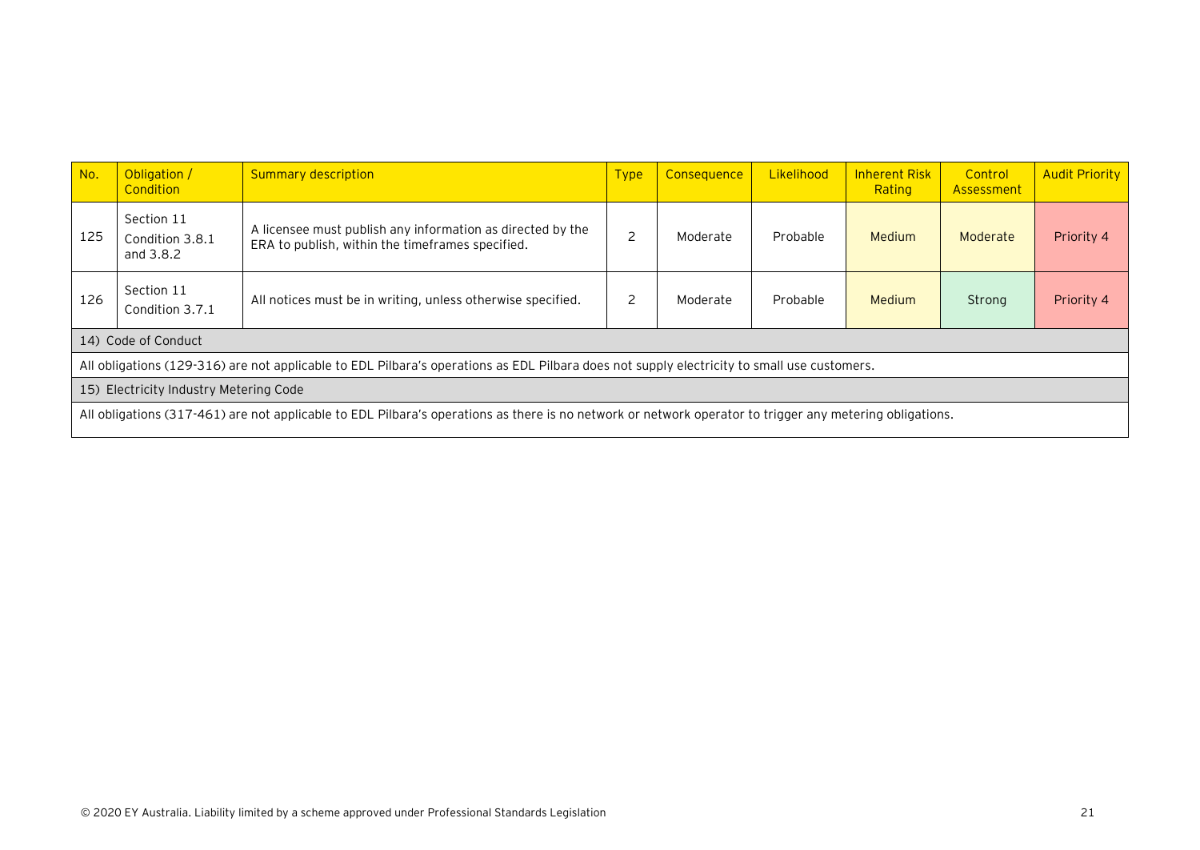| No. | Obligation / Condition | Summary description | Type | Consequence | Likelihood | Inherent Risk Rating | Control Assessment | Audit Priority |
|---|---|---|---|---|---|---|---|---|
| 125 | Section 11 Condition 3.8.1 and 3.8.2 | A licensee must publish any information as directed by the ERA to publish, within the timeframes specified. | 2 | Moderate | Probable | Medium | Moderate | Priority 4 |
| 126 | Section 11 Condition 3.7.1 | All notices must be in writing, unless otherwise specified. | 2 | Moderate | Probable | Medium | Strong | Priority 4 |
| 14) Code of Conduct | | | | | | | | |
| All obligations (129-316) are not applicable to EDL Pilbara's operations as EDL Pilbara does not supply electricity to small use customers. | | | | | | | | |
| 15) Electricity Industry Metering Code | | | | | | | | |
| All obligations (317-461) are not applicable to EDL Pilbara's operations as there is no network or network operator to trigger any metering obligations. | | | | | | | | |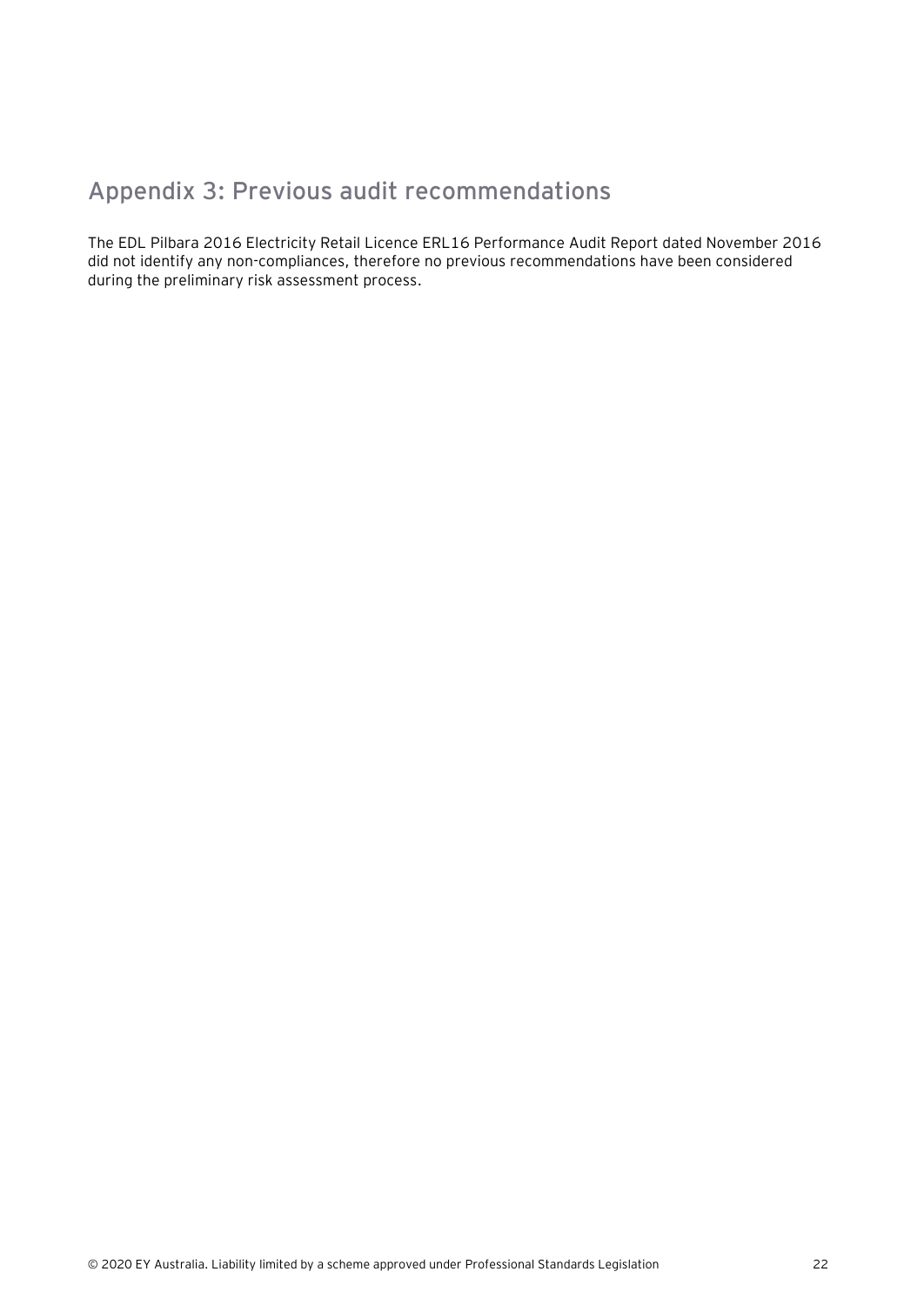## Appendix 3: Previous audit recommendations

The EDL Pilbara 2016 Electricity Retail Licence ERL16 Performance Audit Report dated November 2016 did not identify any non-compliances, therefore no previous recommendations have been considered during the preliminary risk assessment process.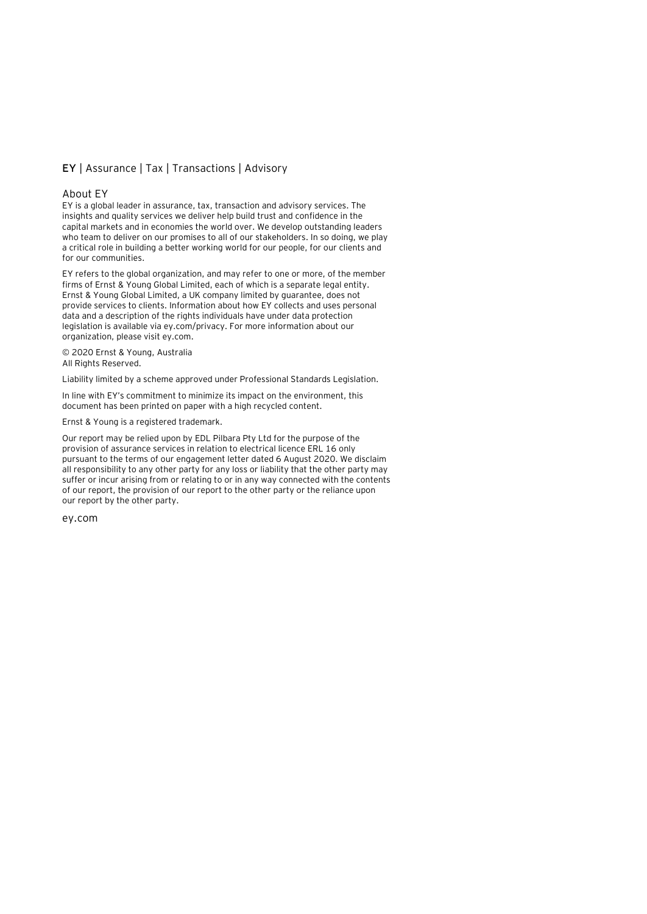**EY** | Assurance | Tax | Transactions | Advisory

## About EY

EY is a global leader in assurance, tax, transaction and advisory services. The insights and quality services we deliver help build trust and confidence in the capital markets and in economies the world over. We develop outstanding leaders who team to deliver on our promises to all of our stakeholders. In so doing, we play a critical role in building a better working world for our people, for our clients and for our communities.

EY refers to the global organization, and may refer to one or more, of the member firms of Ernst & Young Global Limited, each of which is a separate legal entity. Ernst & Young Global Limited, a UK company limited by guarantee, does not provide services to clients. Information about how EY collects and uses personal data and a description of the rights individuals have under data protection legislation is available via ey.com/privacy. For more information about our organization, please visit ey.com.

© 2020 Ernst & Young, Australia
All Rights Reserved.

Liability limited by a scheme approved under Professional Standards Legislation.

In line with EY's commitment to minimize its impact on the environment, this document has been printed on paper with a high recycled content.

Ernst & Young is a registered trademark.

Our report may be relied upon by EDL Pilbara Pty Ltd for the purpose of the provision of assurance services in relation to electrical licence ERL 16 only pursuant to the terms of our engagement letter dated 6 August 2020. We disclaim all responsibility to any other party for any loss or liability that the other party may suffer or incur arising from or relating to or in any way connected with the contents of our report, the provision of our report to the other party or the reliance upon our report by the other party.

ey.com